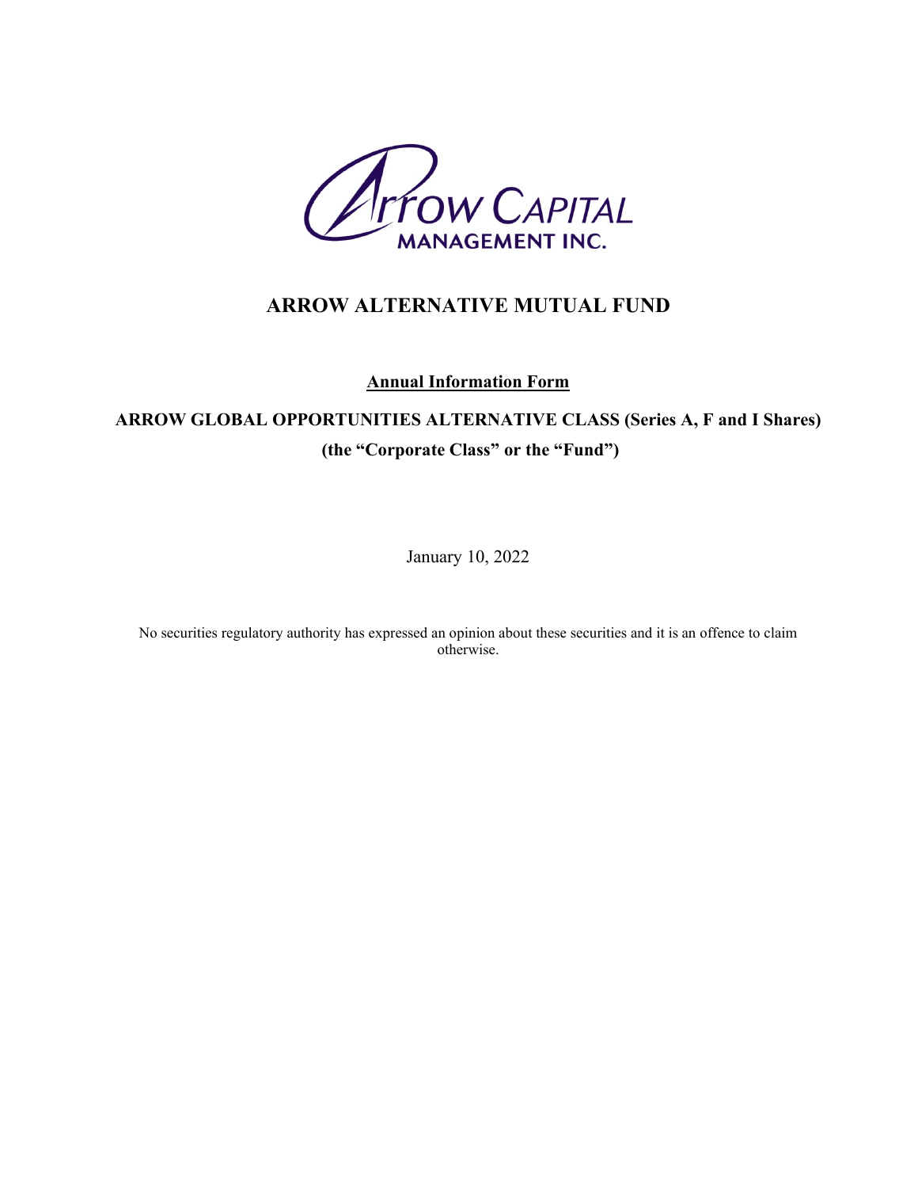Arrow Capital Management Inc.

# ARROW ALTERNATIVE MUTUAL FUND

**Annual Information Form**

## ARROW GLOBAL OPPORTUNITIES ALTERNATIVE CLASS (Series A, F and I Shares)

## (the "Corporate Class" or the "Fund")

January 10, 2022

No securities regulatory authority has expressed an opinion about these securities and it is an offence to claim otherwise.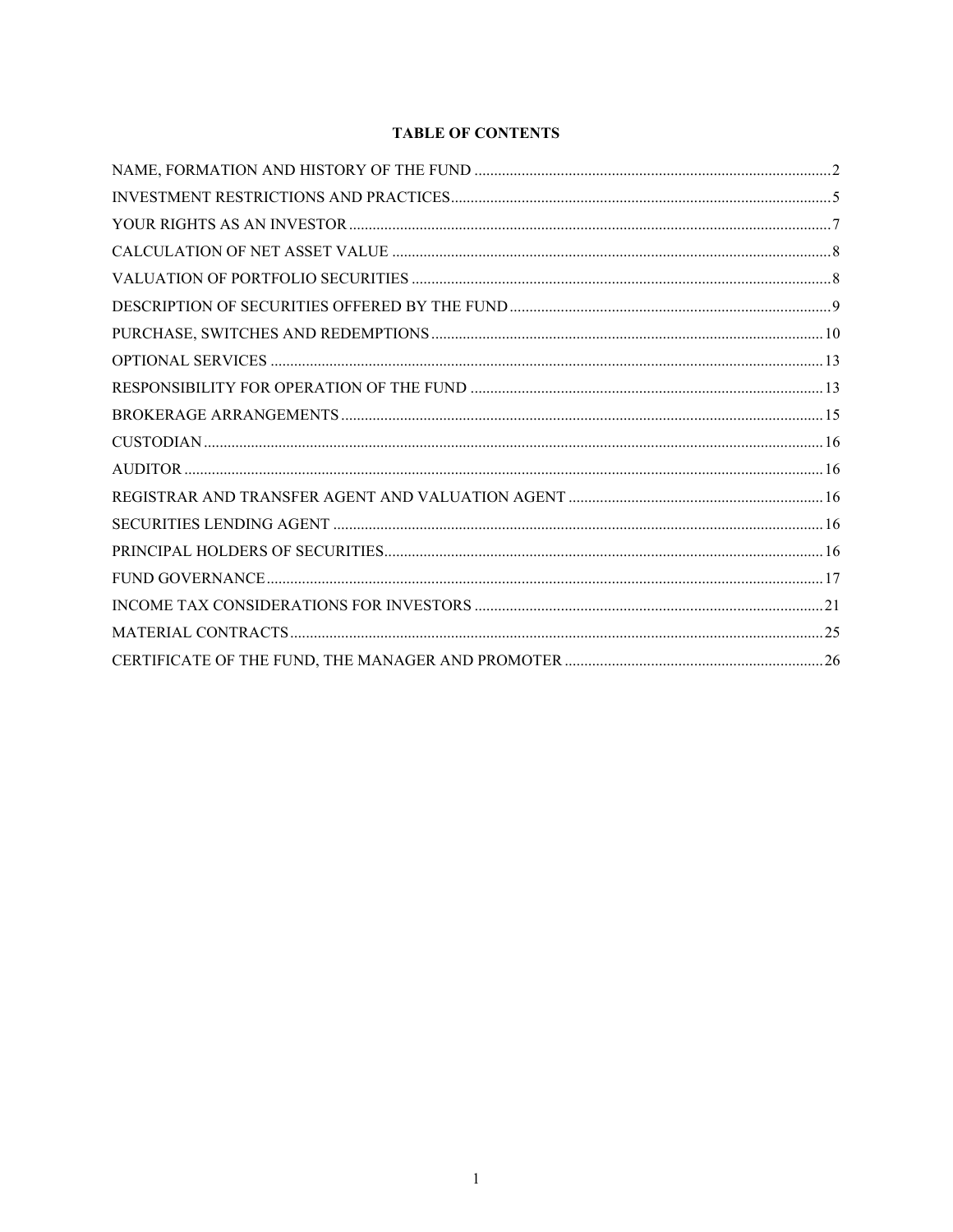# TABLE OF CONTENTS

| | |
|---|---|
| NAME, FORMATION AND HISTORY OF THE FUND | 2 |
| INVESTMENT RESTRICTIONS AND PRACTICES | 5 |
| YOUR RIGHTS AS AN INVESTOR | 7 |
| CALCULATION OF NET ASSET VALUE | 8 |
| VALUATION OF PORTFOLIO SECURITIES | 8 |
| DESCRIPTION OF SECURITIES OFFERED BY THE FUND | 9 |
| PURCHASE, SWITCHES AND REDEMPTIONS | 10 |
| OPTIONAL SERVICES | 13 |
| RESPONSIBILITY FOR OPERATION OF THE FUND | 13 |
| BROKERAGE ARRANGEMENTS | 15 |
| CUSTODIAN | 16 |
| AUDITOR | 16 |
| REGISTRAR AND TRANSFER AGENT AND VALUATION AGENT | 16 |
| SECURITIES LENDING AGENT | 16 |
| PRINCIPAL HOLDERS OF SECURITIES | 16 |
| FUND GOVERNANCE | 17 |
| INCOME TAX CONSIDERATIONS FOR INVESTORS | 21 |
| MATERIAL CONTRACTS | 25 |
| CERTIFICATE OF THE FUND, THE MANAGER AND PROMOTER | 26 |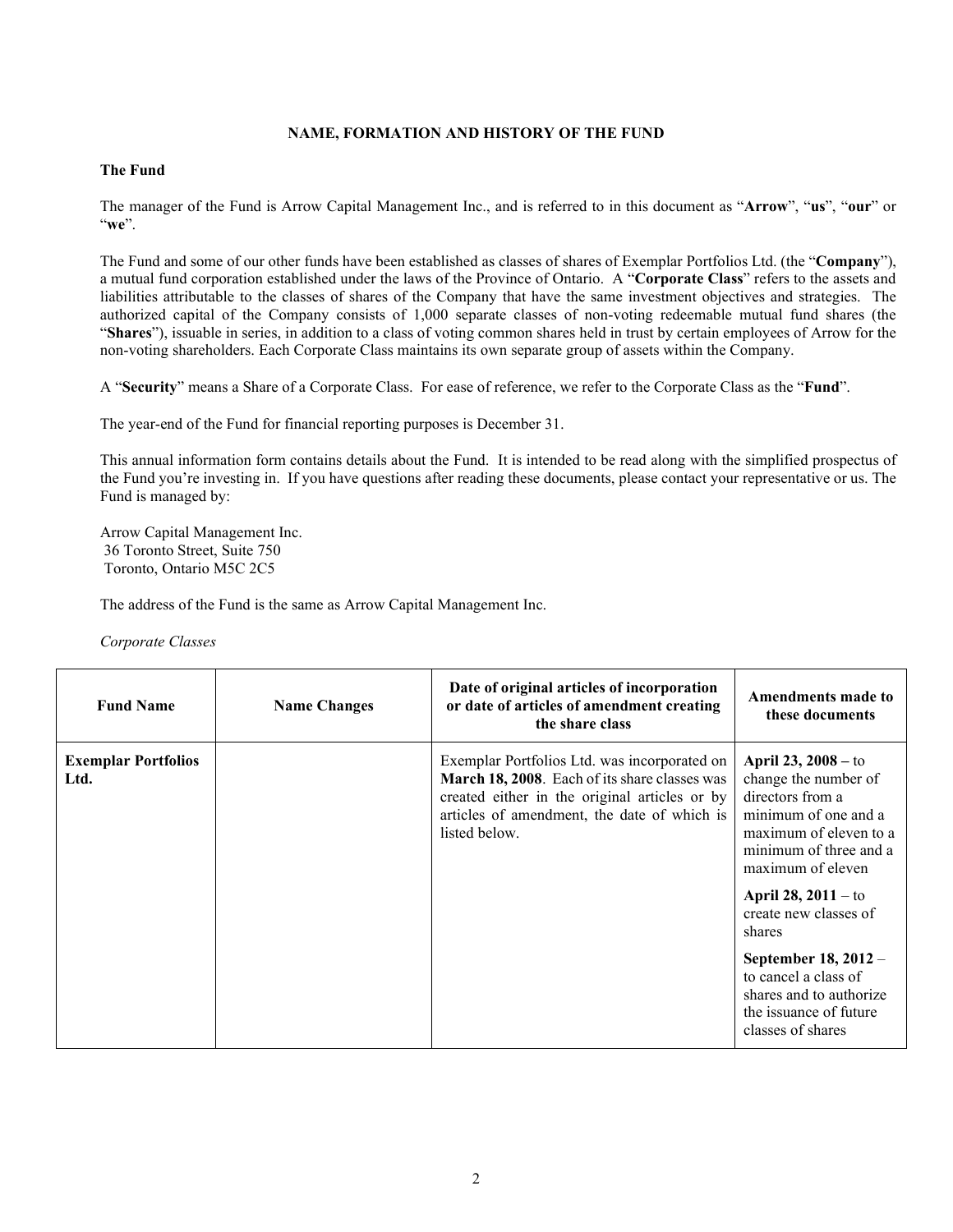## NAME, FORMATION AND HISTORY OF THE FUND

### The Fund

The manager of the Fund is Arrow Capital Management Inc., and is referred to in this document as "**Arrow**", "**us**", "**our**" or "**we**".

The Fund and some of our other funds have been established as classes of shares of Exemplar Portfolios Ltd. (the "**Company**"), a mutual fund corporation established under the laws of the Province of Ontario. A "**Corporate Class**" refers to the assets and liabilities attributable to the classes of shares of the Company that have the same investment objectives and strategies. The authorized capital of the Company consists of 1,000 separate classes of non-voting redeemable mutual fund shares (the "**Shares**"), issuable in series, in addition to a class of voting common shares held in trust by certain employees of Arrow for the non-voting shareholders. Each Corporate Class maintains its own separate group of assets within the Company.

A "**Security**" means a Share of a Corporate Class. For ease of reference, we refer to the Corporate Class as the "**Fund**".

The year-end of the Fund for financial reporting purposes is December 31.

This annual information form contains details about the Fund. It is intended to be read along with the simplified prospectus of the Fund you're investing in. If you have questions after reading these documents, please contact your representative or us. The Fund is managed by:

Arrow Capital Management Inc.
36 Toronto Street, Suite 750
Toronto, Ontario M5C 2C5

The address of the Fund is the same as Arrow Capital Management Inc.

*Corporate Classes*

| Fund Name | Name Changes | Date of original articles of incorporation or date of articles of amendment creating the share class | Amendments made to these documents |
|---|---|---|---|
| **Exemplar Portfolios Ltd.** | | Exemplar Portfolios Ltd. was incorporated on **March 18, 2008**. Each of its share classes was created either in the original articles or by articles of amendment, the date of which is listed below. | **April 23, 2008** – to change the number of directors from a minimum of one and a maximum of eleven to a minimum of three and a maximum of eleven<br><br>**April 28, 2011** – to create new classes of shares<br><br>**September 18, 2012** – to cancel a class of shares and to authorize the issuance of future classes of shares |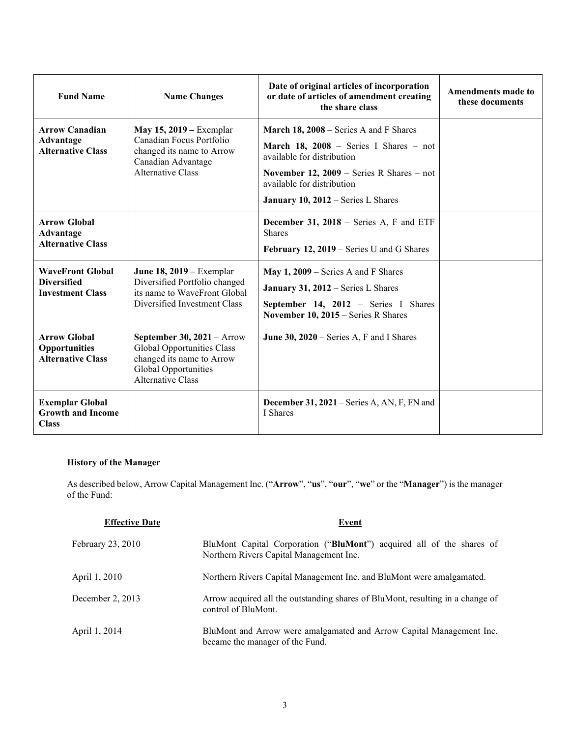| Fund Name | Name Changes | Date of original articles of incorporation or date of articles of amendment creating the share class | Amendments made to these documents |
|---|---|---|---|
| **Arrow Canadian Advantage Alternative Class** | **May 15, 2019 –** Exemplar Canadian Focus Portfolio changed its name to Arrow Canadian Advantage Alternative Class | **March 18, 2008** – Series A and F Shares<br>**March 18, 2008** – Series I Shares – not available for distribution<br>**November 12, 2009** – Series R Shares – not available for distribution<br>**January 10, 2012** – Series L Shares | |
| **Arrow Global Advantage Alternative Class** | | **December 31, 2018** – Series A, F and ETF Shares<br>**February 12, 2019** – Series U and G Shares | |
| **WaveFront Global Diversified Investment Class** | **June 18, 2019 –** Exemplar Diversified Portfolio changed its name to WaveFront Global Diversified Investment Class | **May 1, 2009** – Series A and F Shares<br>**January 31, 2012** – Series L Shares<br>**September 14, 2012** – Series I Shares<br>**November 10, 2015** – Series R Shares | |
| **Arrow Global Opportunities Alternative Class** | **September 30, 2021** – Arrow Global Opportunities Class changed its name to Arrow Global Opportunities Alternative Class | **June 30, 2020** – Series A, F and I Shares | |
| **Exemplar Global Growth and Income Class** | | **December 31, 2021** – Series A, AN, F, FN and I Shares | |

**History of the Manager**

As described below, Arrow Capital Management Inc. ("**Arrow**", "**us**", "**our**", "**we**" or the "**Manager**") is the manager of the Fund:

| Effective Date | Event |
|---|---|
| February 23, 2010 | BluMont Capital Corporation ("**BluMont**") acquired all of the shares of Northern Rivers Capital Management Inc. |
| April 1, 2010 | Northern Rivers Capital Management Inc. and BluMont were amalgamated. |
| December 2, 2013 | Arrow acquired all the outstanding shares of BluMont, resulting in a change of control of BluMont. |
| April 1, 2014 | BluMont and Arrow were amalgamated and Arrow Capital Management Inc. became the manager of the Fund. |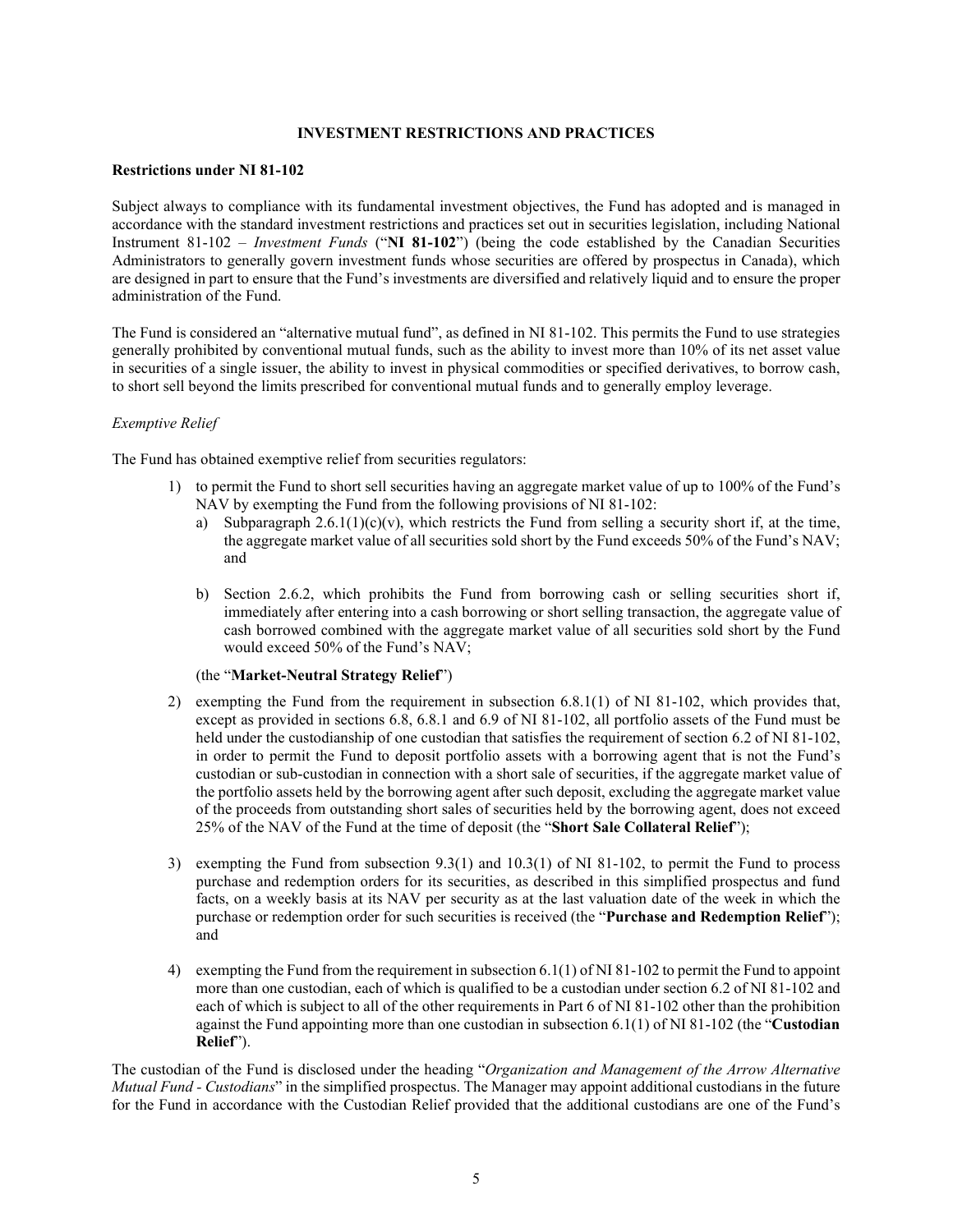## INVESTMENT RESTRICTIONS AND PRACTICES

### Restrictions under NI 81-102

Subject always to compliance with its fundamental investment objectives, the Fund has adopted and is managed in accordance with the standard investment restrictions and practices set out in securities legislation, including National Instrument 81-102 – *Investment Funds* ("**NI 81-102**") (being the code established by the Canadian Securities Administrators to generally govern investment funds whose securities are offered by prospectus in Canada), which are designed in part to ensure that the Fund's investments are diversified and relatively liquid and to ensure the proper administration of the Fund.

The Fund is considered an "alternative mutual fund", as defined in NI 81-102. This permits the Fund to use strategies generally prohibited by conventional mutual funds, such as the ability to invest more than 10% of its net asset value in securities of a single issuer, the ability to invest in physical commodities or specified derivatives, to borrow cash, to short sell beyond the limits prescribed for conventional mutual funds and to generally employ leverage.

*Exemptive Relief*

The Fund has obtained exemptive relief from securities regulators:

1) to permit the Fund to short sell securities having an aggregate market value of up to 100% of the Fund's NAV by exempting the Fund from the following provisions of NI 81-102:
   a) Subparagraph 2.6.1(1)(c)(v), which restricts the Fund from selling a security short if, at the time, the aggregate market value of all securities sold short by the Fund exceeds 50% of the Fund's NAV; and

   b) Section 2.6.2, which prohibits the Fund from borrowing cash or selling securities short if, immediately after entering into a cash borrowing or short selling transaction, the aggregate value of cash borrowed combined with the aggregate market value of all securities sold short by the Fund would exceed 50% of the Fund's NAV;

   (the "**Market-Neutral Strategy Relief**")

2) exempting the Fund from the requirement in subsection 6.8.1(1) of NI 81-102, which provides that, except as provided in sections 6.8, 6.8.1 and 6.9 of NI 81-102, all portfolio assets of the Fund must be held under the custodianship of one custodian that satisfies the requirement of section 6.2 of NI 81-102, in order to permit the Fund to deposit portfolio assets with a borrowing agent that is not the Fund's custodian or sub-custodian in connection with a short sale of securities, if the aggregate market value of the portfolio assets held by the borrowing agent after such deposit, excluding the aggregate market value of the proceeds from outstanding short sales of securities held by the borrowing agent, does not exceed 25% of the NAV of the Fund at the time of deposit (the "**Short Sale Collateral Relief**");

3) exempting the Fund from subsection 9.3(1) and 10.3(1) of NI 81-102, to permit the Fund to process purchase and redemption orders for its securities, as described in this simplified prospectus and fund facts, on a weekly basis at its NAV per security as at the last valuation date of the week in which the purchase or redemption order for such securities is received (the "**Purchase and Redemption Relief**"); and

4) exempting the Fund from the requirement in subsection 6.1(1) of NI 81-102 to permit the Fund to appoint more than one custodian, each of which is qualified to be a custodian under section 6.2 of NI 81-102 and each of which is subject to all of the other requirements in Part 6 of NI 81-102 other than the prohibition against the Fund appointing more than one custodian in subsection 6.1(1) of NI 81-102 (the "**Custodian Relief**").

The custodian of the Fund is disclosed under the heading "*Organization and Management of the Arrow Alternative Mutual Fund - Custodians*" in the simplified prospectus. The Manager may appoint additional custodians in the future for the Fund in accordance with the Custodian Relief provided that the additional custodians are one of the Fund's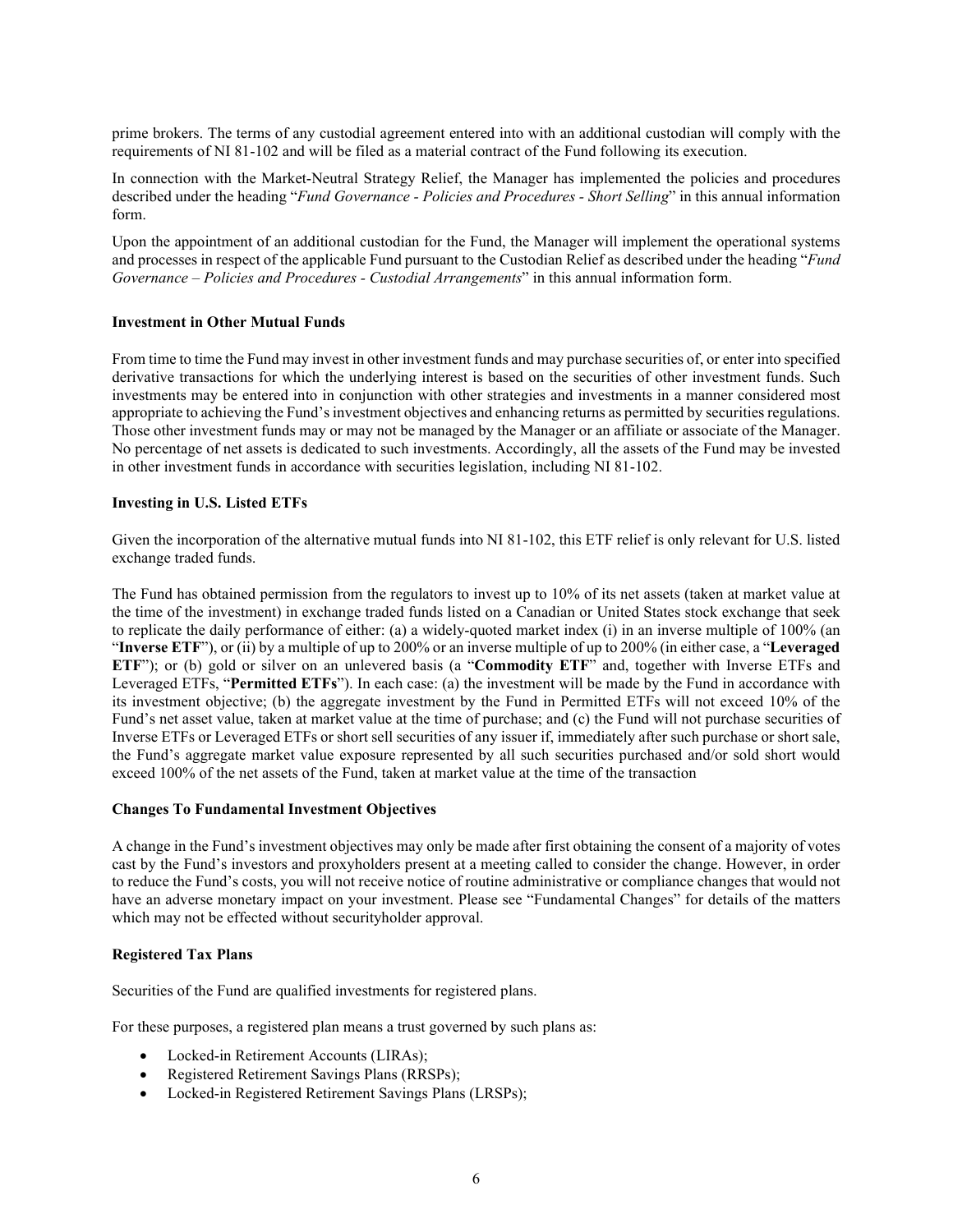prime brokers. The terms of any custodial agreement entered into with an additional custodian will comply with the requirements of NI 81-102 and will be filed as a material contract of the Fund following its execution.

In connection with the Market-Neutral Strategy Relief, the Manager has implemented the policies and procedures described under the heading "*Fund Governance - Policies and Procedures - Short Selling*" in this annual information form.

Upon the appointment of an additional custodian for the Fund, the Manager will implement the operational systems and processes in respect of the applicable Fund pursuant to the Custodian Relief as described under the heading "*Fund Governance – Policies and Procedures - Custodial Arrangements*" in this annual information form.

**Investment in Other Mutual Funds**

From time to time the Fund may invest in other investment funds and may purchase securities of, or enter into specified derivative transactions for which the underlying interest is based on the securities of other investment funds. Such investments may be entered into in conjunction with other strategies and investments in a manner considered most appropriate to achieving the Fund's investment objectives and enhancing returns as permitted by securities regulations. Those other investment funds may or may not be managed by the Manager or an affiliate or associate of the Manager. No percentage of net assets is dedicated to such investments. Accordingly, all the assets of the Fund may be invested in other investment funds in accordance with securities legislation, including NI 81-102.

**Investing in U.S. Listed ETFs**

Given the incorporation of the alternative mutual funds into NI 81-102, this ETF relief is only relevant for U.S. listed exchange traded funds.

The Fund has obtained permission from the regulators to invest up to 10% of its net assets (taken at market value at the time of the investment) in exchange traded funds listed on a Canadian or United States stock exchange that seek to replicate the daily performance of either: (a) a widely-quoted market index (i) in an inverse multiple of 100% (an "**Inverse ETF**"), or (ii) by a multiple of up to 200% or an inverse multiple of up to 200% (in either case, a "**Leveraged ETF**"); or (b) gold or silver on an unlevered basis (a "**Commodity ETF**" and, together with Inverse ETFs and Leveraged ETFs, "**Permitted ETFs**"). In each case: (a) the investment will be made by the Fund in accordance with its investment objective; (b) the aggregate investment by the Fund in Permitted ETFs will not exceed 10% of the Fund's net asset value, taken at market value at the time of purchase; and (c) the Fund will not purchase securities of Inverse ETFs or Leveraged ETFs or short sell securities of any issuer if, immediately after such purchase or short sale, the Fund's aggregate market value exposure represented by all such securities purchased and/or sold short would exceed 100% of the net assets of the Fund, taken at market value at the time of the transaction

**Changes To Fundamental Investment Objectives**

A change in the Fund's investment objectives may only be made after first obtaining the consent of a majority of votes cast by the Fund's investors and proxyholders present at a meeting called to consider the change. However, in order to reduce the Fund's costs, you will not receive notice of routine administrative or compliance changes that would not have an adverse monetary impact on your investment. Please see "Fundamental Changes" for details of the matters which may not be effected without securityholder approval.

**Registered Tax Plans**

Securities of the Fund are qualified investments for registered plans.

For these purposes, a registered plan means a trust governed by such plans as:

- Locked-in Retirement Accounts (LIRAs);
- Registered Retirement Savings Plans (RRSPs);
- Locked-in Registered Retirement Savings Plans (LRSPs);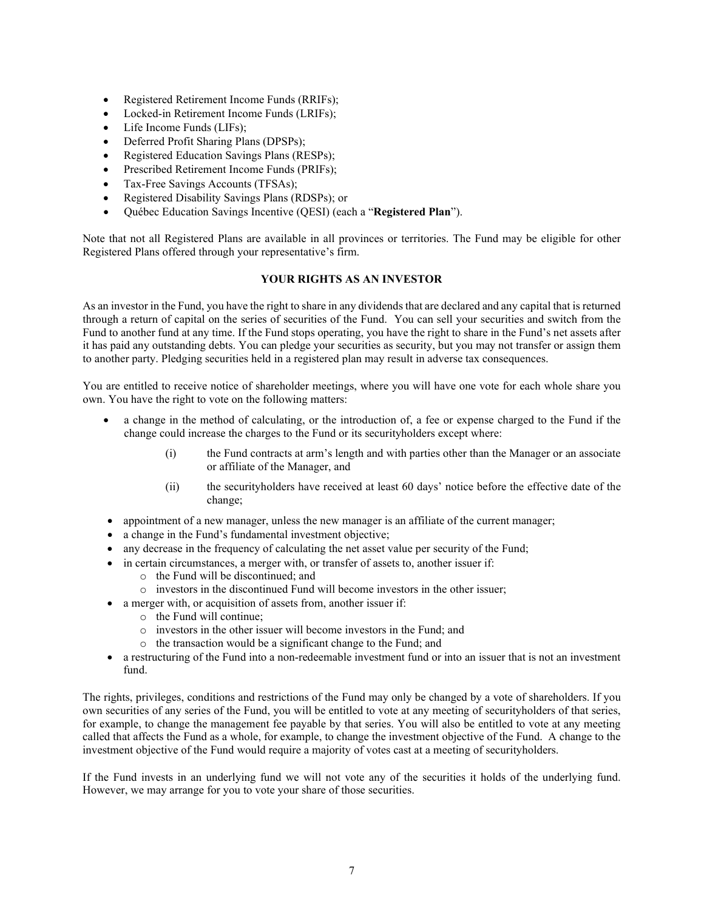- Registered Retirement Income Funds (RRIFs);
- Locked-in Retirement Income Funds (LRIFs);
- Life Income Funds (LIFs);
- Deferred Profit Sharing Plans (DPSPs);
- Registered Education Savings Plans (RESPs);
- Prescribed Retirement Income Funds (PRIFs);
- Tax-Free Savings Accounts (TFSAs);
- Registered Disability Savings Plans (RDSPs); or
- Québec Education Savings Incentive (QESI) (each a "**Registered Plan**").

Note that not all Registered Plans are available in all provinces or territories. The Fund may be eligible for other Registered Plans offered through your representative's firm.

## YOUR RIGHTS AS AN INVESTOR

As an investor in the Fund, you have the right to share in any dividends that are declared and any capital that is returned through a return of capital on the series of securities of the Fund. You can sell your securities and switch from the Fund to another fund at any time. If the Fund stops operating, you have the right to share in the Fund's net assets after it has paid any outstanding debts. You can pledge your securities as security, but you may not transfer or assign them to another party. Pledging securities held in a registered plan may result in adverse tax consequences.

You are entitled to receive notice of shareholder meetings, where you will have one vote for each whole share you own. You have the right to vote on the following matters:

- a change in the method of calculating, or the introduction of, a fee or expense charged to the Fund if the change could increase the charges to the Fund or its securityholders except where:
  - (i) the Fund contracts at arm's length and with parties other than the Manager or an associate or affiliate of the Manager, and
  - (ii) the securityholders have received at least 60 days' notice before the effective date of the change;
- appointment of a new manager, unless the new manager is an affiliate of the current manager;
- a change in the Fund's fundamental investment objective;
- any decrease in the frequency of calculating the net asset value per security of the Fund;
- in certain circumstances, a merger with, or transfer of assets to, another issuer if:
  - the Fund will be discontinued; and
  - investors in the discontinued Fund will become investors in the other issuer;
- a merger with, or acquisition of assets from, another issuer if:
  - the Fund will continue;
  - investors in the other issuer will become investors in the Fund; and
  - the transaction would be a significant change to the Fund; and
- a restructuring of the Fund into a non-redeemable investment fund or into an issuer that is not an investment fund.

The rights, privileges, conditions and restrictions of the Fund may only be changed by a vote of shareholders. If you own securities of any series of the Fund, you will be entitled to vote at any meeting of securityholders of that series, for example, to change the management fee payable by that series. You will also be entitled to vote at any meeting called that affects the Fund as a whole, for example, to change the investment objective of the Fund. A change to the investment objective of the Fund would require a majority of votes cast at a meeting of securityholders.

If the Fund invests in an underlying fund we will not vote any of the securities it holds of the underlying fund. However, we may arrange for you to vote your share of those securities.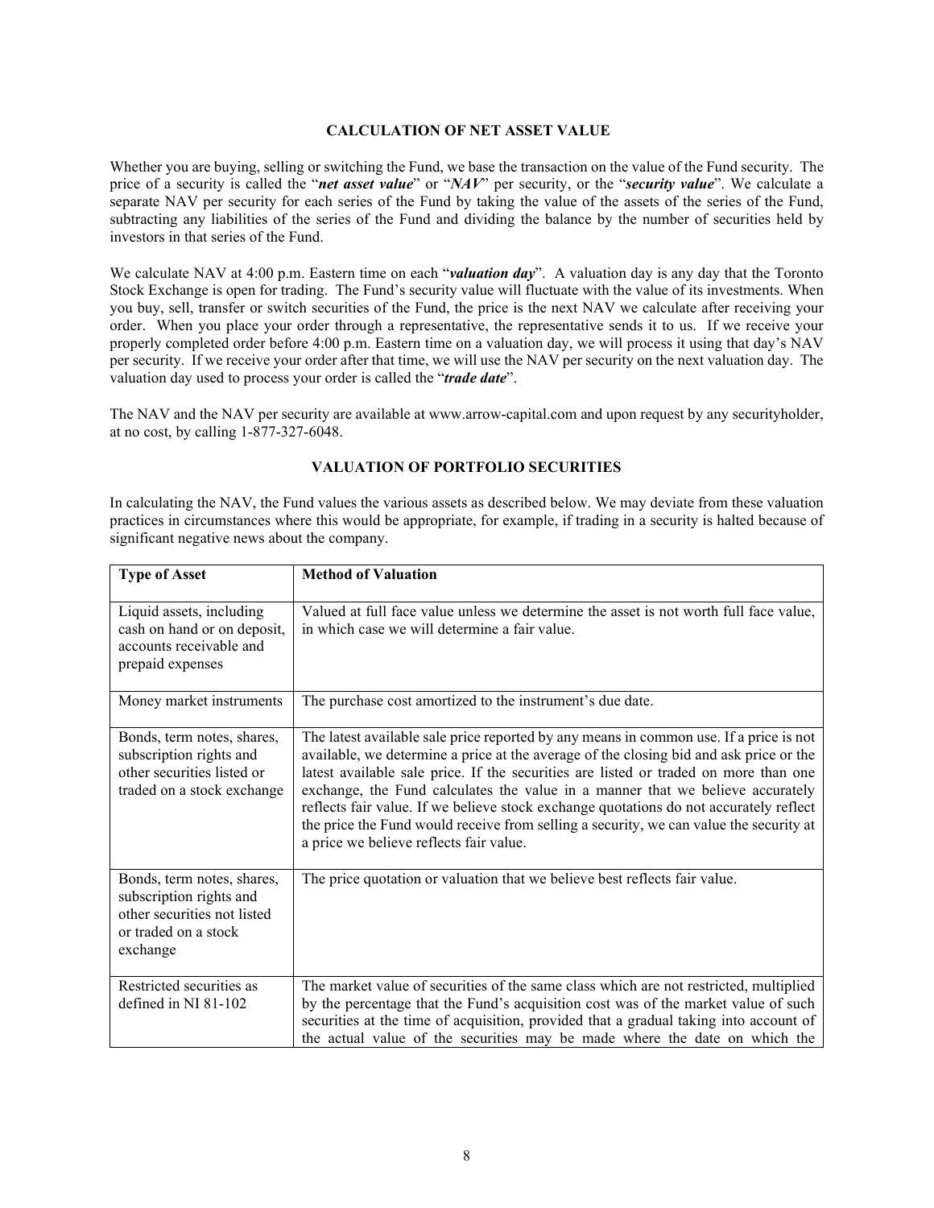## CALCULATION OF NET ASSET VALUE

Whether you are buying, selling or switching the Fund, we base the transaction on the value of the Fund security. The price of a security is called the "***net asset value***" or "***NAV***" per security, or the "***security value***". We calculate a separate NAV per security for each series of the Fund by taking the value of the assets of the series of the Fund, subtracting any liabilities of the series of the Fund and dividing the balance by the number of securities held by investors in that series of the Fund.

We calculate NAV at 4:00 p.m. Eastern time on each "***valuation day***". A valuation day is any day that the Toronto Stock Exchange is open for trading. The Fund's security value will fluctuate with the value of its investments. When you buy, sell, transfer or switch securities of the Fund, the price is the next NAV we calculate after receiving your order. When you place your order through a representative, the representative sends it to us. If we receive your properly completed order before 4:00 p.m. Eastern time on a valuation day, we will process it using that day's NAV per security. If we receive your order after that time, we will use the NAV per security on the next valuation day. The valuation day used to process your order is called the "***trade date***".

The NAV and the NAV per security are available at www.arrow-capital.com and upon request by any securityholder, at no cost, by calling 1-877-327-6048.

## VALUATION OF PORTFOLIO SECURITIES

In calculating the NAV, the Fund values the various assets as described below. We may deviate from these valuation practices in circumstances where this would be appropriate, for example, if trading in a security is halted because of significant negative news about the company.

| Type of Asset | Method of Valuation |
|---|---|
| Liquid assets, including cash on hand or on deposit, accounts receivable and prepaid expenses | Valued at full face value unless we determine the asset is not worth full face value, in which case we will determine a fair value. |
| Money market instruments | The purchase cost amortized to the instrument's due date. |
| Bonds, term notes, shares, subscription rights and other securities listed or traded on a stock exchange | The latest available sale price reported by any means in common use. If a price is not available, we determine a price at the average of the closing bid and ask price or the latest available sale price. If the securities are listed or traded on more than one exchange, the Fund calculates the value in a manner that we believe accurately reflects fair value. If we believe stock exchange quotations do not accurately reflect the price the Fund would receive from selling a security, we can value the security at a price we believe reflects fair value. |
| Bonds, term notes, shares, subscription rights and other securities not listed or traded on a stock exchange | The price quotation or valuation that we believe best reflects fair value. |
| Restricted securities as defined in NI 81-102 | The market value of securities of the same class which are not restricted, multiplied by the percentage that the Fund's acquisition cost was of the market value of such securities at the time of acquisition, provided that a gradual taking into account of the actual value of the securities may be made where the date on which the |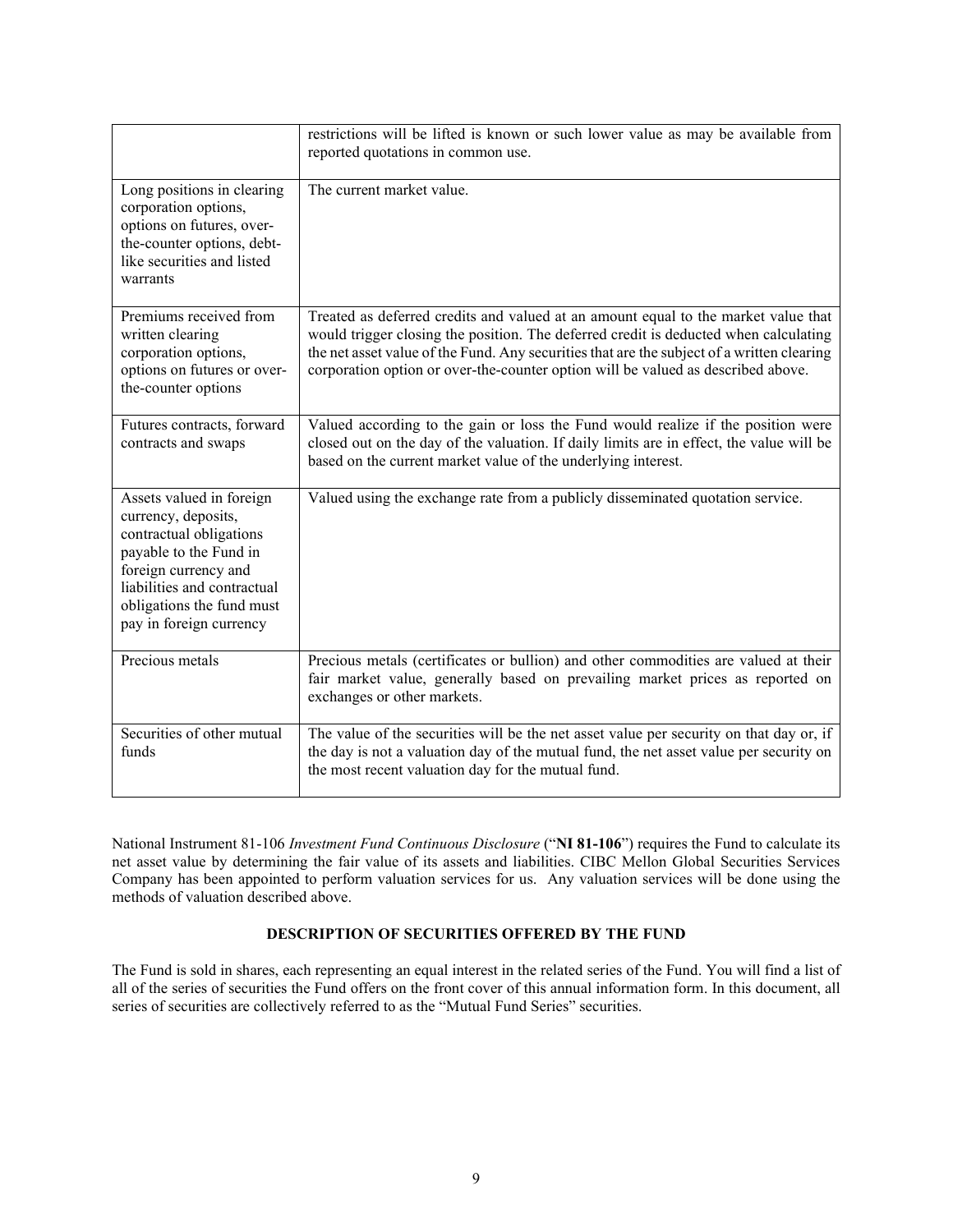| | |
|---|---|
| | restrictions will be lifted is known or such lower value as may be available from reported quotations in common use. |
| Long positions in clearing corporation options, options on futures, over-the-counter options, debt-like securities and listed warrants | The current market value. |
| Premiums received from written clearing corporation options, options on futures or over-the-counter options | Treated as deferred credits and valued at an amount equal to the market value that would trigger closing the position. The deferred credit is deducted when calculating the net asset value of the Fund. Any securities that are the subject of a written clearing corporation option or over-the-counter option will be valued as described above. |
| Futures contracts, forward contracts and swaps | Valued according to the gain or loss the Fund would realize if the position were closed out on the day of the valuation. If daily limits are in effect, the value will be based on the current market value of the underlying interest. |
| Assets valued in foreign currency, deposits, contractual obligations payable to the Fund in foreign currency and liabilities and contractual obligations the fund must pay in foreign currency | Valued using the exchange rate from a publicly disseminated quotation service. |
| Precious metals | Precious metals (certificates or bullion) and other commodities are valued at their fair market value, generally based on prevailing market prices as reported on exchanges or other markets. |
| Securities of other mutual funds | The value of the securities will be the net asset value per security on that day or, if the day is not a valuation day of the mutual fund, the net asset value per security on the most recent valuation day for the mutual fund. |

National Instrument 81-106 *Investment Fund Continuous Disclosure* ("**NI 81-106**") requires the Fund to calculate its net asset value by determining the fair value of its assets and liabilities. CIBC Mellon Global Securities Services Company has been appointed to perform valuation services for us. Any valuation services will be done using the methods of valuation described above.

## DESCRIPTION OF SECURITIES OFFERED BY THE FUND

The Fund is sold in shares, each representing an equal interest in the related series of the Fund. You will find a list of all of the series of securities the Fund offers on the front cover of this annual information form. In this document, all series of securities are collectively referred to as the "Mutual Fund Series" securities.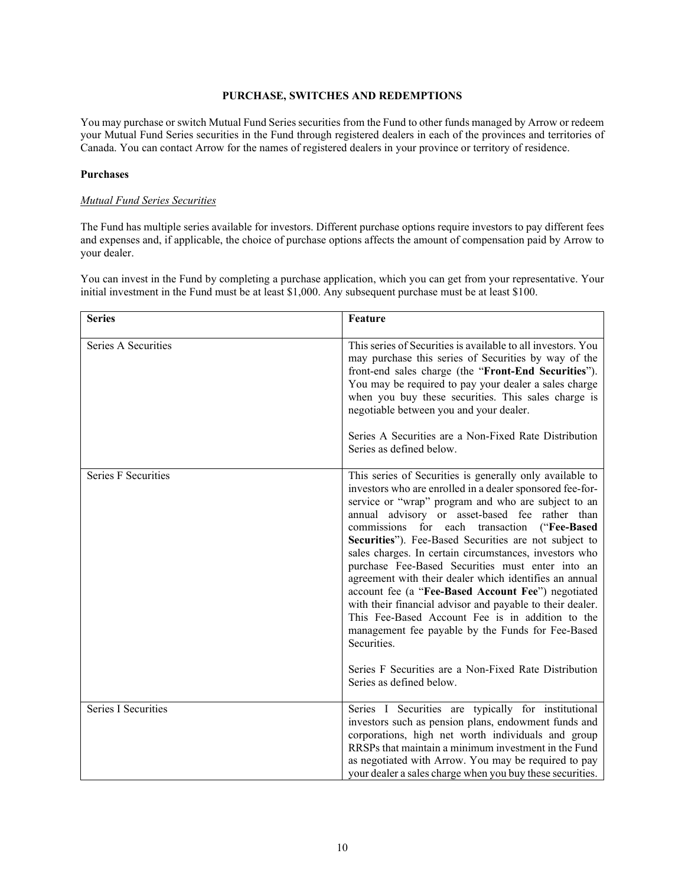# PURCHASE, SWITCHES AND REDEMPTIONS

You may purchase or switch Mutual Fund Series securities from the Fund to other funds managed by Arrow or redeem your Mutual Fund Series securities in the Fund through registered dealers in each of the provinces and territories of Canada. You can contact Arrow for the names of registered dealers in your province or territory of residence.

## Purchases

### *Mutual Fund Series Securities*

The Fund has multiple series available for investors. Different purchase options require investors to pay different fees and expenses and, if applicable, the choice of purchase options affects the amount of compensation paid by Arrow to your dealer.

You can invest in the Fund by completing a purchase application, which you can get from your representative. Your initial investment in the Fund must be at least $1,000. Any subsequent purchase must be at least $100.

| **Series** | **Feature** |
|---|---|
| Series A Securities | This series of Securities is available to all investors. You may purchase this series of Securities by way of the front-end sales charge (the "**Front-End Securities**"). You may be required to pay your dealer a sales charge when you buy these securities. This sales charge is negotiable between you and your dealer.<br><br>Series A Securities are a Non-Fixed Rate Distribution Series as defined below. |
| Series F Securities | This series of Securities is generally only available to investors who are enrolled in a dealer sponsored fee-for-service or "wrap" program and who are subject to an annual advisory or asset-based fee rather than commissions for each transaction ("**Fee-Based Securities**"). Fee-Based Securities are not subject to sales charges. In certain circumstances, investors who purchase Fee-Based Securities must enter into an agreement with their dealer which identifies an annual account fee (a "**Fee-Based Account Fee**") negotiated with their financial advisor and payable to their dealer. This Fee-Based Account Fee is in addition to the management fee payable by the Funds for Fee-Based Securities.<br><br>Series F Securities are a Non-Fixed Rate Distribution Series as defined below. |
| Series I Securities | Series I Securities are typically for institutional investors such as pension plans, endowment funds and corporations, high net worth individuals and group RRSPs that maintain a minimum investment in the Fund as negotiated with Arrow. You may be required to pay your dealer a sales charge when you buy these securities. |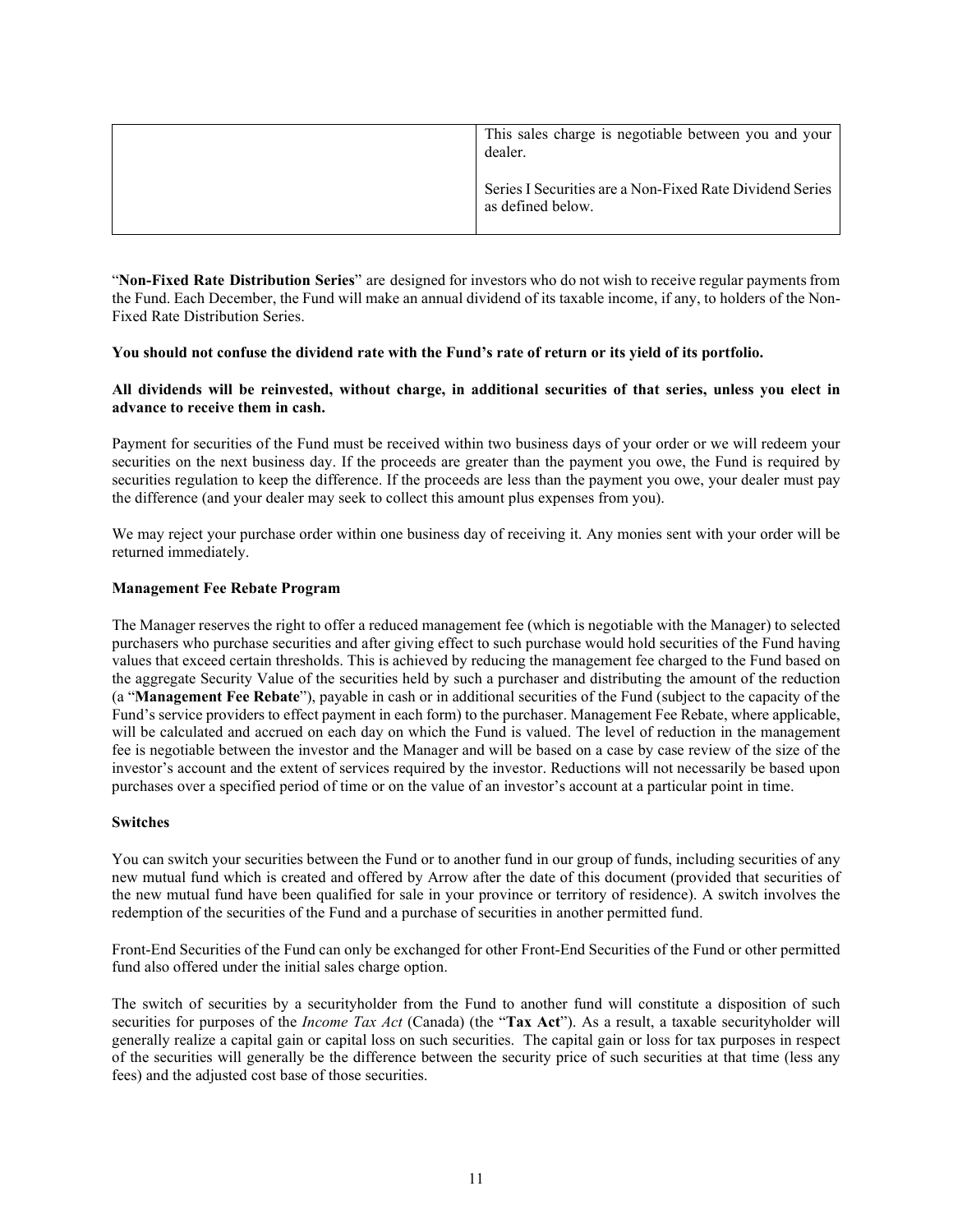| | |
|---|---|
| | This sales charge is negotiable between you and your dealer.<br><br>Series I Securities are a Non-Fixed Rate Dividend Series as defined below. |

"**Non-Fixed Rate Distribution Series**" are designed for investors who do not wish to receive regular payments from the Fund. Each December, the Fund will make an annual dividend of its taxable income, if any, to holders of the Non-Fixed Rate Distribution Series.

**You should not confuse the dividend rate with the Fund's rate of return or its yield of its portfolio.**

**All dividends will be reinvested, without charge, in additional securities of that series, unless you elect in advance to receive them in cash.**

Payment for securities of the Fund must be received within two business days of your order or we will redeem your securities on the next business day. If the proceeds are greater than the payment you owe, the Fund is required by securities regulation to keep the difference. If the proceeds are less than the payment you owe, your dealer must pay the difference (and your dealer may seek to collect this amount plus expenses from you).

We may reject your purchase order within one business day of receiving it. Any monies sent with your order will be returned immediately.

**Management Fee Rebate Program**

The Manager reserves the right to offer a reduced management fee (which is negotiable with the Manager) to selected purchasers who purchase securities and after giving effect to such purchase would hold securities of the Fund having values that exceed certain thresholds. This is achieved by reducing the management fee charged to the Fund based on the aggregate Security Value of the securities held by such a purchaser and distributing the amount of the reduction (a "**Management Fee Rebate**"), payable in cash or in additional securities of the Fund (subject to the capacity of the Fund's service providers to effect payment in each form) to the purchaser. Management Fee Rebate, where applicable, will be calculated and accrued on each day on which the Fund is valued. The level of reduction in the management fee is negotiable between the investor and the Manager and will be based on a case by case review of the size of the investor's account and the extent of services required by the investor. Reductions will not necessarily be based upon purchases over a specified period of time or on the value of an investor's account at a particular point in time.

**Switches**

You can switch your securities between the Fund or to another fund in our group of funds, including securities of any new mutual fund which is created and offered by Arrow after the date of this document (provided that securities of the new mutual fund have been qualified for sale in your province or territory of residence). A switch involves the redemption of the securities of the Fund and a purchase of securities in another permitted fund.

Front-End Securities of the Fund can only be exchanged for other Front-End Securities of the Fund or other permitted fund also offered under the initial sales charge option.

The switch of securities by a securityholder from the Fund to another fund will constitute a disposition of such securities for purposes of the *Income Tax Act* (Canada) (the "**Tax Act**"). As a result, a taxable securityholder will generally realize a capital gain or capital loss on such securities. The capital gain or loss for tax purposes in respect of the securities will generally be the difference between the security price of such securities at that time (less any fees) and the adjusted cost base of those securities.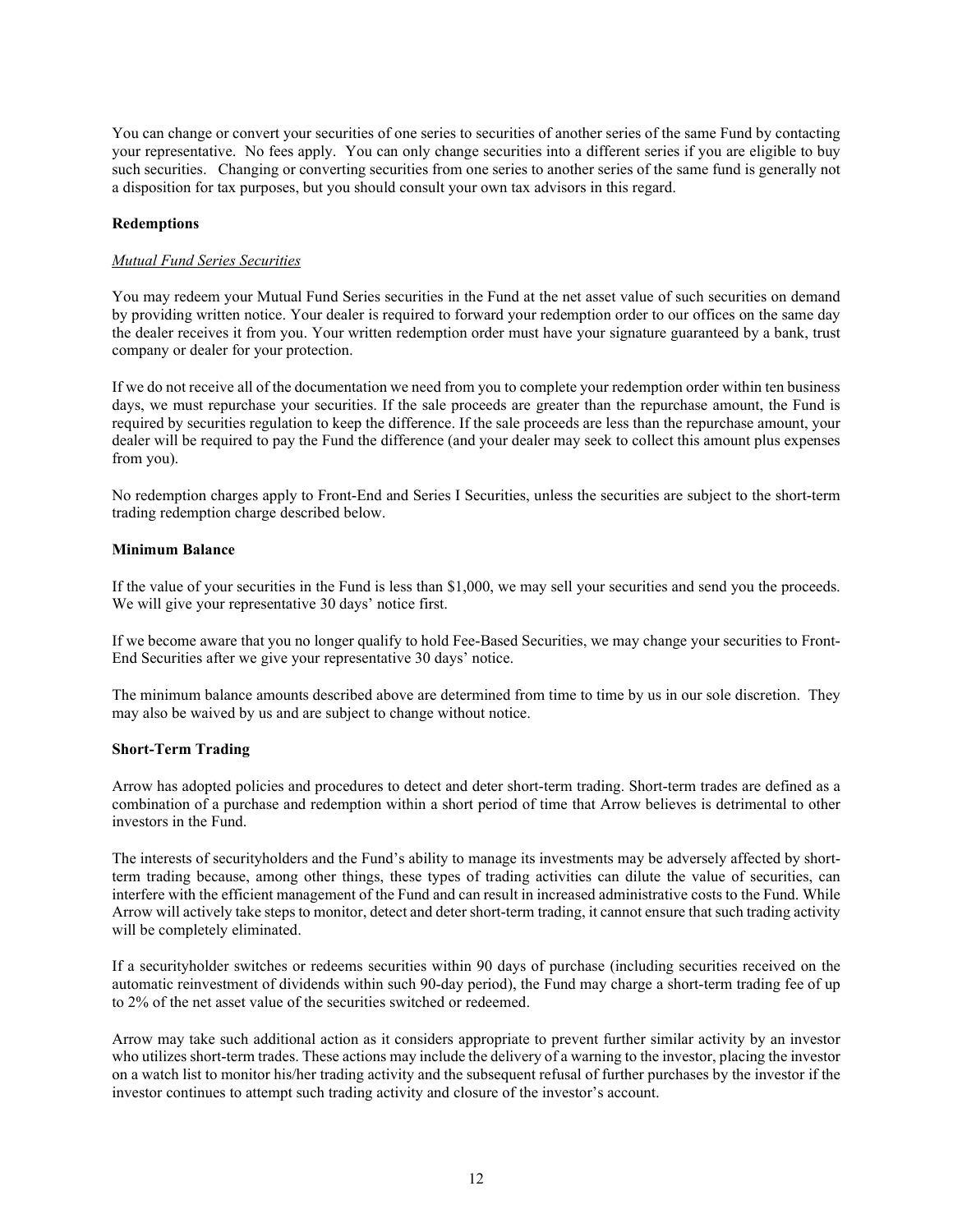You can change or convert your securities of one series to securities of another series of the same Fund by contacting your representative. No fees apply. You can only change securities into a different series if you are eligible to buy such securities. Changing or converting securities from one series to another series of the same fund is generally not a disposition for tax purposes, but you should consult your own tax advisors in this regard.

**Redemptions**

*Mutual Fund Series Securities*

You may redeem your Mutual Fund Series securities in the Fund at the net asset value of such securities on demand by providing written notice. Your dealer is required to forward your redemption order to our offices on the same day the dealer receives it from you. Your written redemption order must have your signature guaranteed by a bank, trust company or dealer for your protection.

If we do not receive all of the documentation we need from you to complete your redemption order within ten business days, we must repurchase your securities. If the sale proceeds are greater than the repurchase amount, the Fund is required by securities regulation to keep the difference. If the sale proceeds are less than the repurchase amount, your dealer will be required to pay the Fund the difference (and your dealer may seek to collect this amount plus expenses from you).

No redemption charges apply to Front-End and Series I Securities, unless the securities are subject to the short-term trading redemption charge described below.

**Minimum Balance**

If the value of your securities in the Fund is less than $1,000, we may sell your securities and send you the proceeds. We will give your representative 30 days' notice first.

If we become aware that you no longer qualify to hold Fee-Based Securities, we may change your securities to Front-End Securities after we give your representative 30 days' notice.

The minimum balance amounts described above are determined from time to time by us in our sole discretion. They may also be waived by us and are subject to change without notice.

**Short-Term Trading**

Arrow has adopted policies and procedures to detect and deter short-term trading. Short-term trades are defined as a combination of a purchase and redemption within a short period of time that Arrow believes is detrimental to other investors in the Fund.

The interests of securityholders and the Fund's ability to manage its investments may be adversely affected by short-term trading because, among other things, these types of trading activities can dilute the value of securities, can interfere with the efficient management of the Fund and can result in increased administrative costs to the Fund. While Arrow will actively take steps to monitor, detect and deter short-term trading, it cannot ensure that such trading activity will be completely eliminated.

If a securityholder switches or redeems securities within 90 days of purchase (including securities received on the automatic reinvestment of dividends within such 90-day period), the Fund may charge a short-term trading fee of up to 2% of the net asset value of the securities switched or redeemed.

Arrow may take such additional action as it considers appropriate to prevent further similar activity by an investor who utilizes short-term trades. These actions may include the delivery of a warning to the investor, placing the investor on a watch list to monitor his/her trading activity and the subsequent refusal of further purchases by the investor if the investor continues to attempt such trading activity and closure of the investor's account.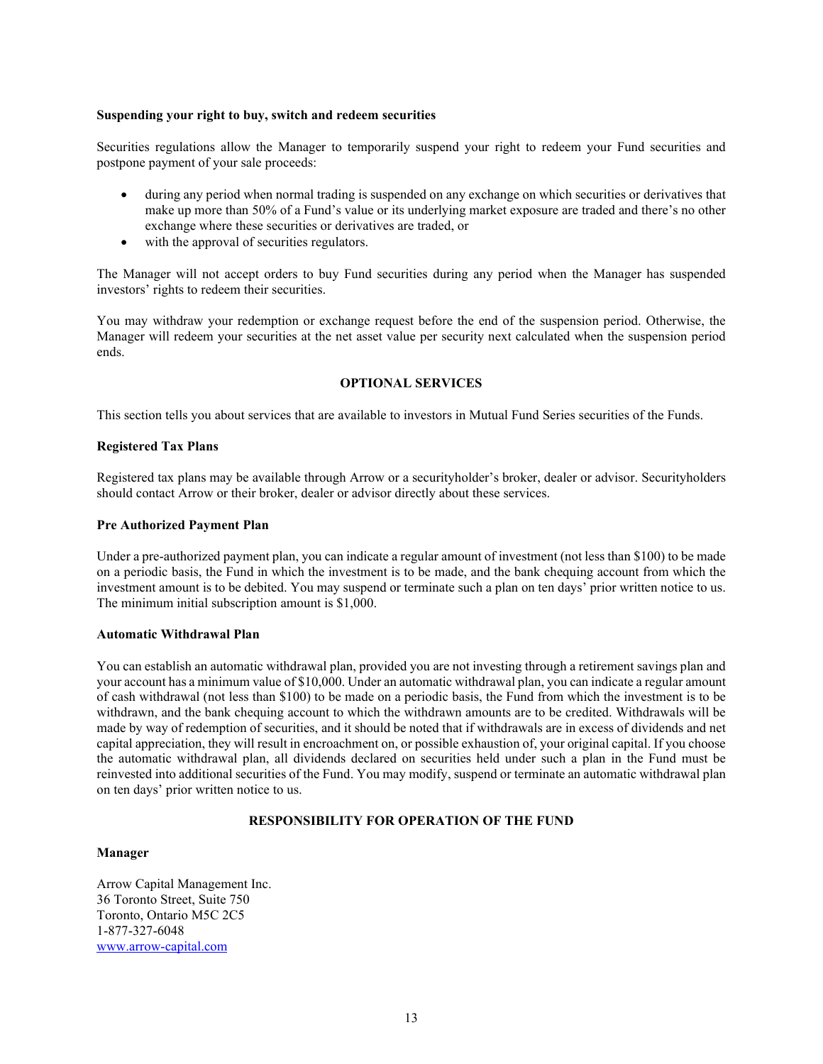**Suspending your right to buy, switch and redeem securities**

Securities regulations allow the Manager to temporarily suspend your right to redeem your Fund securities and postpone payment of your sale proceeds:

- during any period when normal trading is suspended on any exchange on which securities or derivatives that make up more than 50% of a Fund's value or its underlying market exposure are traded and there's no other exchange where these securities or derivatives are traded, or
- with the approval of securities regulators.

The Manager will not accept orders to buy Fund securities during any period when the Manager has suspended investors' rights to redeem their securities.

You may withdraw your redemption or exchange request before the end of the suspension period. Otherwise, the Manager will redeem your securities at the net asset value per security next calculated when the suspension period ends.

## OPTIONAL SERVICES

This section tells you about services that are available to investors in Mutual Fund Series securities of the Funds.

**Registered Tax Plans**

Registered tax plans may be available through Arrow or a securityholder's broker, dealer or advisor. Securityholders should contact Arrow or their broker, dealer or advisor directly about these services.

**Pre Authorized Payment Plan**

Under a pre-authorized payment plan, you can indicate a regular amount of investment (not less than $100) to be made on a periodic basis, the Fund in which the investment is to be made, and the bank chequing account from which the investment amount is to be debited. You may suspend or terminate such a plan on ten days' prior written notice to us. The minimum initial subscription amount is $1,000.

**Automatic Withdrawal Plan**

You can establish an automatic withdrawal plan, provided you are not investing through a retirement savings plan and your account has a minimum value of $10,000. Under an automatic withdrawal plan, you can indicate a regular amount of cash withdrawal (not less than $100) to be made on a periodic basis, the Fund from which the investment is to be withdrawn, and the bank chequing account to which the withdrawn amounts are to be credited. Withdrawals will be made by way of redemption of securities, and it should be noted that if withdrawals are in excess of dividends and net capital appreciation, they will result in encroachment on, or possible exhaustion of, your original capital. If you choose the automatic withdrawal plan, all dividends declared on securities held under such a plan in the Fund must be reinvested into additional securities of the Fund. You may modify, suspend or terminate an automatic withdrawal plan on ten days' prior written notice to us.

## RESPONSIBILITY FOR OPERATION OF THE FUND

**Manager**

Arrow Capital Management Inc.
36 Toronto Street, Suite 750
Toronto, Ontario M5C 2C5
1-877-327-6048
www.arrow-capital.com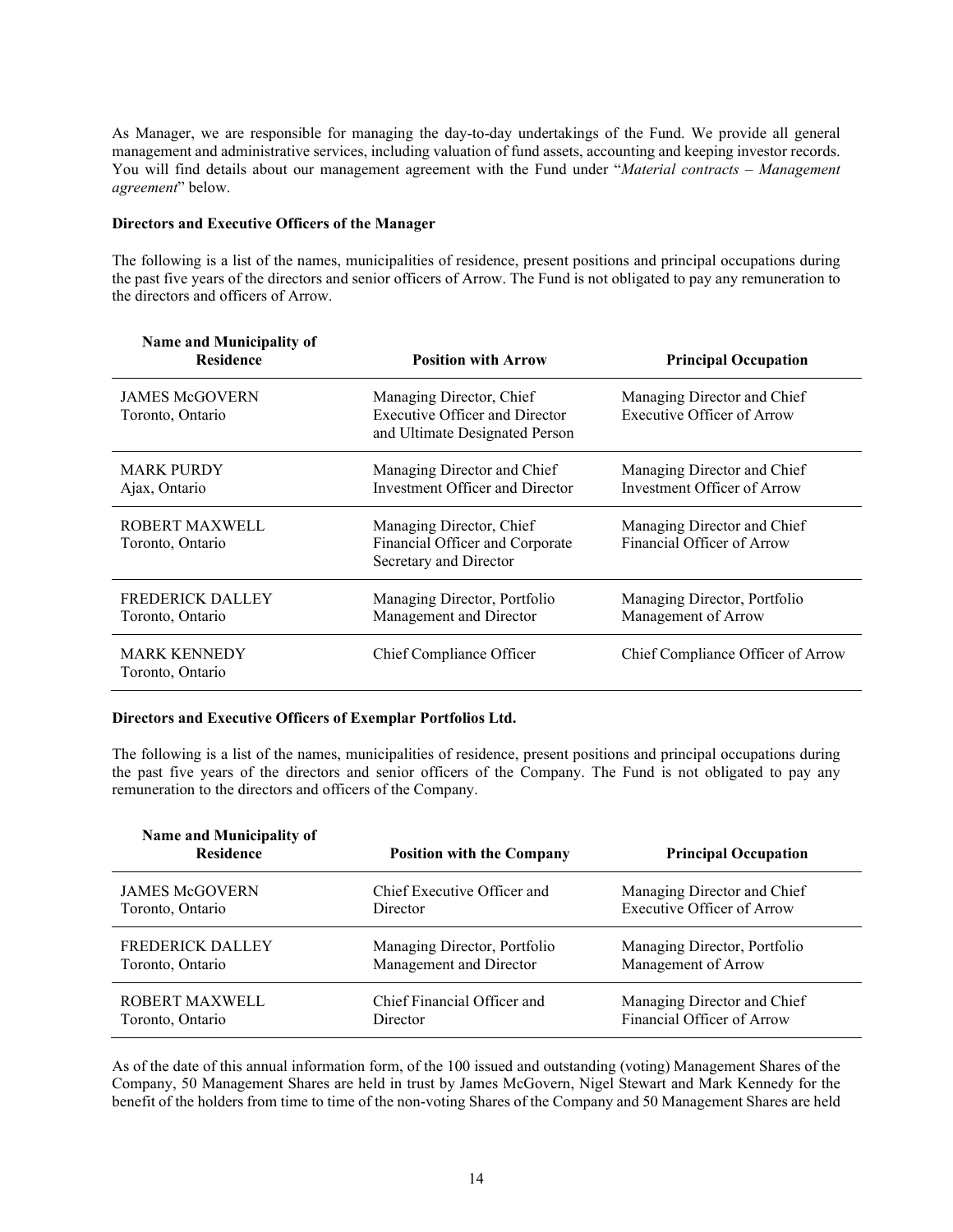As Manager, we are responsible for managing the day-to-day undertakings of the Fund. We provide all general management and administrative services, including valuation of fund assets, accounting and keeping investor records. You will find details about our management agreement with the Fund under "*Material contracts – Management agreement*" below.

**Directors and Executive Officers of the Manager**

The following is a list of the names, municipalities of residence, present positions and principal occupations during the past five years of the directors and senior officers of Arrow. The Fund is not obligated to pay any remuneration to the directors and officers of Arrow.

| Name and Municipality of Residence | Position with Arrow | Principal Occupation |
|---|---|---|
| JAMES McGOVERN<br>Toronto, Ontario | Managing Director, Chief Executive Officer and Director and Ultimate Designated Person | Managing Director and Chief Executive Officer of Arrow |
| MARK PURDY<br>Ajax, Ontario | Managing Director and Chief Investment Officer and Director | Managing Director and Chief Investment Officer of Arrow |
| ROBERT MAXWELL<br>Toronto, Ontario | Managing Director, Chief Financial Officer and Corporate Secretary and Director | Managing Director and Chief Financial Officer of Arrow |
| FREDERICK DALLEY<br>Toronto, Ontario | Managing Director, Portfolio Management and Director | Managing Director, Portfolio Management of Arrow |
| MARK KENNEDY<br>Toronto, Ontario | Chief Compliance Officer | Chief Compliance Officer of Arrow |

**Directors and Executive Officers of Exemplar Portfolios Ltd.**

The following is a list of the names, municipalities of residence, present positions and principal occupations during the past five years of the directors and senior officers of the Company. The Fund is not obligated to pay any remuneration to the directors and officers of the Company.

| Name and Municipality of Residence | Position with the Company | Principal Occupation |
|---|---|---|
| JAMES McGOVERN<br>Toronto, Ontario | Chief Executive Officer and Director | Managing Director and Chief Executive Officer of Arrow |
| FREDERICK DALLEY<br>Toronto, Ontario | Managing Director, Portfolio Management and Director | Managing Director, Portfolio Management of Arrow |
| ROBERT MAXWELL<br>Toronto, Ontario | Chief Financial Officer and Director | Managing Director and Chief Financial Officer of Arrow |

As of the date of this annual information form, of the 100 issued and outstanding (voting) Management Shares of the Company, 50 Management Shares are held in trust by James McGovern, Nigel Stewart and Mark Kennedy for the benefit of the holders from time to time of the non-voting Shares of the Company and 50 Management Shares are held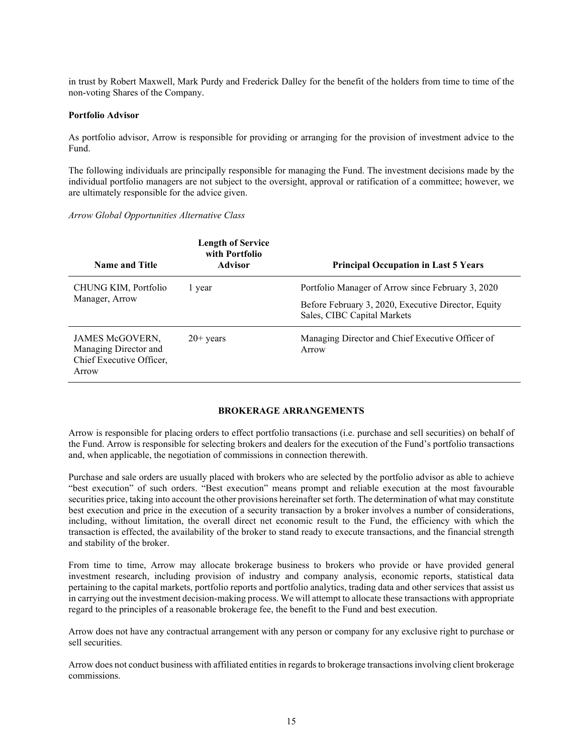in trust by Robert Maxwell, Mark Purdy and Frederick Dalley for the benefit of the holders from time to time of the non-voting Shares of the Company.

**Portfolio Advisor**

As portfolio advisor, Arrow is responsible for providing or arranging for the provision of investment advice to the Fund.

The following individuals are principally responsible for managing the Fund. The investment decisions made by the individual portfolio managers are not subject to the oversight, approval or ratification of a committee; however, we are ultimately responsible for the advice given.

*Arrow Global Opportunities Alternative Class*

| Name and Title | Length of Service with Portfolio Advisor | Principal Occupation in Last 5 Years |
|---|---|---|
| CHUNG KIM, Portfolio Manager, Arrow | 1 year | Portfolio Manager of Arrow since February 3, 2020<br><br>Before February 3, 2020, Executive Director, Equity Sales, CIBC Capital Markets |
| JAMES McGOVERN, Managing Director and Chief Executive Officer, Arrow | 20+ years | Managing Director and Chief Executive Officer of Arrow |

## BROKERAGE ARRANGEMENTS

Arrow is responsible for placing orders to effect portfolio transactions (i.e. purchase and sell securities) on behalf of the Fund. Arrow is responsible for selecting brokers and dealers for the execution of the Fund's portfolio transactions and, when applicable, the negotiation of commissions in connection therewith.

Purchase and sale orders are usually placed with brokers who are selected by the portfolio advisor as able to achieve "best execution" of such orders. "Best execution" means prompt and reliable execution at the most favourable securities price, taking into account the other provisions hereinafter set forth. The determination of what may constitute best execution and price in the execution of a security transaction by a broker involves a number of considerations, including, without limitation, the overall direct net economic result to the Fund, the efficiency with which the transaction is effected, the availability of the broker to stand ready to execute transactions, and the financial strength and stability of the broker.

From time to time, Arrow may allocate brokerage business to brokers who provide or have provided general investment research, including provision of industry and company analysis, economic reports, statistical data pertaining to the capital markets, portfolio reports and portfolio analytics, trading data and other services that assist us in carrying out the investment decision-making process. We will attempt to allocate these transactions with appropriate regard to the principles of a reasonable brokerage fee, the benefit to the Fund and best execution.

Arrow does not have any contractual arrangement with any person or company for any exclusive right to purchase or sell securities.

Arrow does not conduct business with affiliated entities in regards to brokerage transactions involving client brokerage commissions.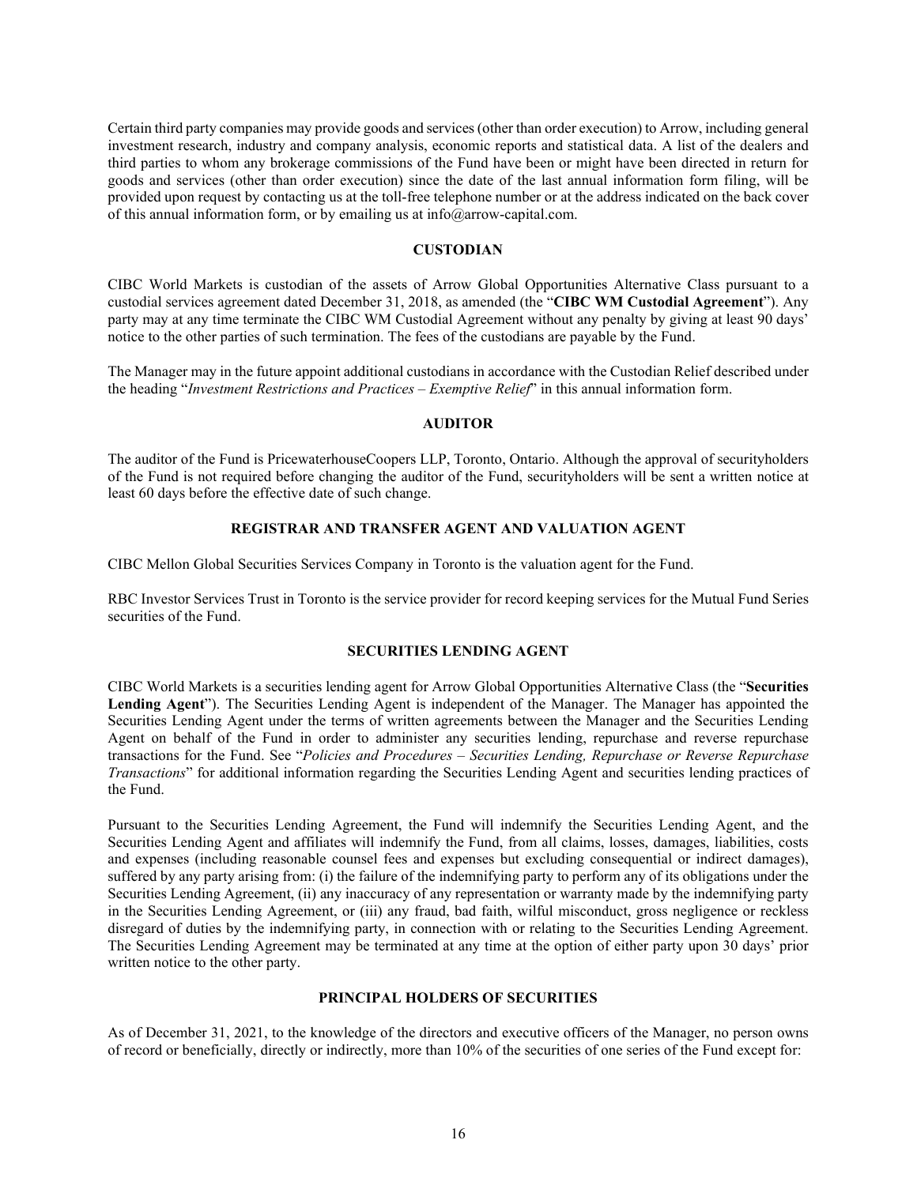Certain third party companies may provide goods and services (other than order execution) to Arrow, including general investment research, industry and company analysis, economic reports and statistical data. A list of the dealers and third parties to whom any brokerage commissions of the Fund have been or might have been directed in return for goods and services (other than order execution) since the date of the last annual information form filing, will be provided upon request by contacting us at the toll-free telephone number or at the address indicated on the back cover of this annual information form, or by emailing us at info@arrow-capital.com.

## CUSTODIAN

CIBC World Markets is custodian of the assets of Arrow Global Opportunities Alternative Class pursuant to a custodial services agreement dated December 31, 2018, as amended (the "**CIBC WM Custodial Agreement**"). Any party may at any time terminate the CIBC WM Custodial Agreement without any penalty by giving at least 90 days' notice to the other parties of such termination. The fees of the custodians are payable by the Fund.

The Manager may in the future appoint additional custodians in accordance with the Custodian Relief described under the heading "*Investment Restrictions and Practices – Exemptive Relief*" in this annual information form.

## AUDITOR

The auditor of the Fund is PricewaterhouseCoopers LLP, Toronto, Ontario. Although the approval of securityholders of the Fund is not required before changing the auditor of the Fund, securityholders will be sent a written notice at least 60 days before the effective date of such change.

## REGISTRAR AND TRANSFER AGENT AND VALUATION AGENT

CIBC Mellon Global Securities Services Company in Toronto is the valuation agent for the Fund.

RBC Investor Services Trust in Toronto is the service provider for record keeping services for the Mutual Fund Series securities of the Fund.

## SECURITIES LENDING AGENT

CIBC World Markets is a securities lending agent for Arrow Global Opportunities Alternative Class (the "**Securities Lending Agent**"). The Securities Lending Agent is independent of the Manager. The Manager has appointed the Securities Lending Agent under the terms of written agreements between the Manager and the Securities Lending Agent on behalf of the Fund in order to administer any securities lending, repurchase and reverse repurchase transactions for the Fund. See "*Policies and Procedures – Securities Lending, Repurchase or Reverse Repurchase Transactions*" for additional information regarding the Securities Lending Agent and securities lending practices of the Fund.

Pursuant to the Securities Lending Agreement, the Fund will indemnify the Securities Lending Agent, and the Securities Lending Agent and affiliates will indemnify the Fund, from all claims, losses, damages, liabilities, costs and expenses (including reasonable counsel fees and expenses but excluding consequential or indirect damages), suffered by any party arising from: (i) the failure of the indemnifying party to perform any of its obligations under the Securities Lending Agreement, (ii) any inaccuracy of any representation or warranty made by the indemnifying party in the Securities Lending Agreement, or (iii) any fraud, bad faith, wilful misconduct, gross negligence or reckless disregard of duties by the indemnifying party, in connection with or relating to the Securities Lending Agreement. The Securities Lending Agreement may be terminated at any time at the option of either party upon 30 days' prior written notice to the other party.

## PRINCIPAL HOLDERS OF SECURITIES

As of December 31, 2021, to the knowledge of the directors and executive officers of the Manager, no person owns of record or beneficially, directly or indirectly, more than 10% of the securities of one series of the Fund except for: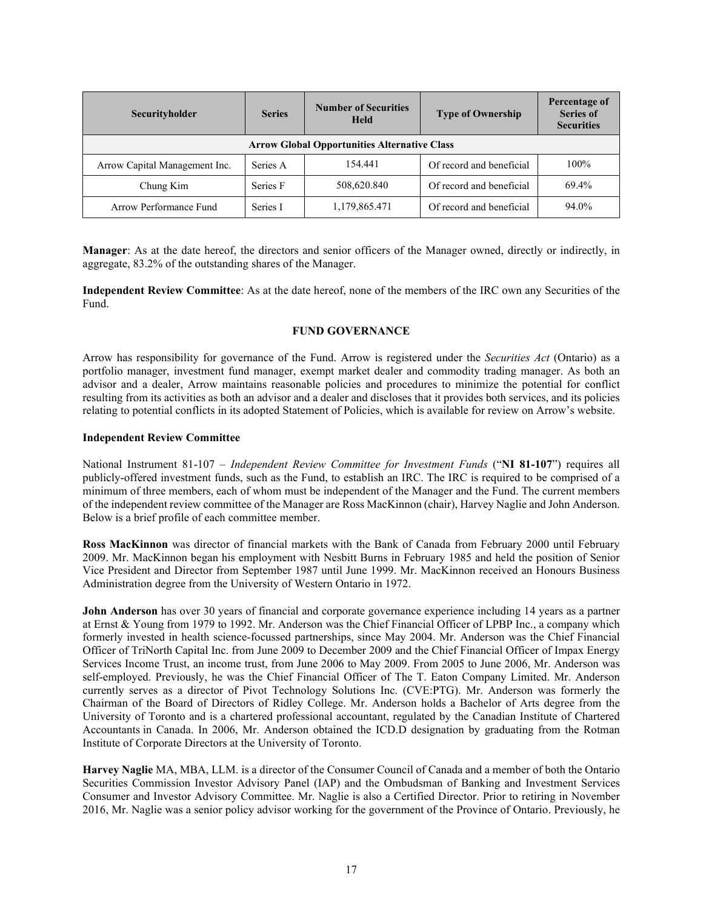| Securityholder | Series | Number of Securities Held | Type of Ownership | Percentage of Series of Securities |
|---|---|---|---|---|
| **Arrow Global Opportunities Alternative Class** | | | | |
| Arrow Capital Management Inc. | Series A | 154.441 | Of record and beneficial | 100% |
| Chung Kim | Series F | 508,620.840 | Of record and beneficial | 69.4% |
| Arrow Performance Fund | Series I | 1,179,865.471 | Of record and beneficial | 94.0% |

**Manager**: As at the date hereof, the directors and senior officers of the Manager owned, directly or indirectly, in aggregate, 83.2% of the outstanding shares of the Manager.

**Independent Review Committee**: As at the date hereof, none of the members of the IRC own any Securities of the Fund.

## FUND GOVERNANCE

Arrow has responsibility for governance of the Fund. Arrow is registered under the *Securities Act* (Ontario) as a portfolio manager, investment fund manager, exempt market dealer and commodity trading manager. As both an advisor and a dealer, Arrow maintains reasonable policies and procedures to minimize the potential for conflict resulting from its activities as both an advisor and a dealer and discloses that it provides both services, and its policies relating to potential conflicts in its adopted Statement of Policies, which is available for review on Arrow's website.

### Independent Review Committee

National Instrument 81-107 – *Independent Review Committee for Investment Funds* ("**NI 81-107**") requires all publicly-offered investment funds, such as the Fund, to establish an IRC. The IRC is required to be comprised of a minimum of three members, each of whom must be independent of the Manager and the Fund. The current members of the independent review committee of the Manager are Ross MacKinnon (chair), Harvey Naglie and John Anderson. Below is a brief profile of each committee member.

**Ross MacKinnon** was director of financial markets with the Bank of Canada from February 2000 until February 2009. Mr. MacKinnon began his employment with Nesbitt Burns in February 1985 and held the position of Senior Vice President and Director from September 1987 until June 1999. Mr. MacKinnon received an Honours Business Administration degree from the University of Western Ontario in 1972.

**John Anderson** has over 30 years of financial and corporate governance experience including 14 years as a partner at Ernst & Young from 1979 to 1992. Mr. Anderson was the Chief Financial Officer of LPBP Inc., a company which formerly invested in health science-focussed partnerships, since May 2004. Mr. Anderson was the Chief Financial Officer of TriNorth Capital Inc. from June 2009 to December 2009 and the Chief Financial Officer of Impax Energy Services Income Trust, an income trust, from June 2006 to May 2009. From 2005 to June 2006, Mr. Anderson was self-employed. Previously, he was the Chief Financial Officer of The T. Eaton Company Limited. Mr. Anderson currently serves as a director of Pivot Technology Solutions Inc. (CVE:PTG). Mr. Anderson was formerly the Chairman of the Board of Directors of Ridley College. Mr. Anderson holds a Bachelor of Arts degree from the University of Toronto and is a chartered professional accountant, regulated by the Canadian Institute of Chartered Accountants in Canada. In 2006, Mr. Anderson obtained the ICD.D designation by graduating from the Rotman Institute of Corporate Directors at the University of Toronto.

**Harvey Naglie** MA, MBA, LLM. is a director of the Consumer Council of Canada and a member of both the Ontario Securities Commission Investor Advisory Panel (IAP) and the Ombudsman of Banking and Investment Services Consumer and Investor Advisory Committee. Mr. Naglie is also a Certified Director. Prior to retiring in November 2016, Mr. Naglie was a senior policy advisor working for the government of the Province of Ontario. Previously, he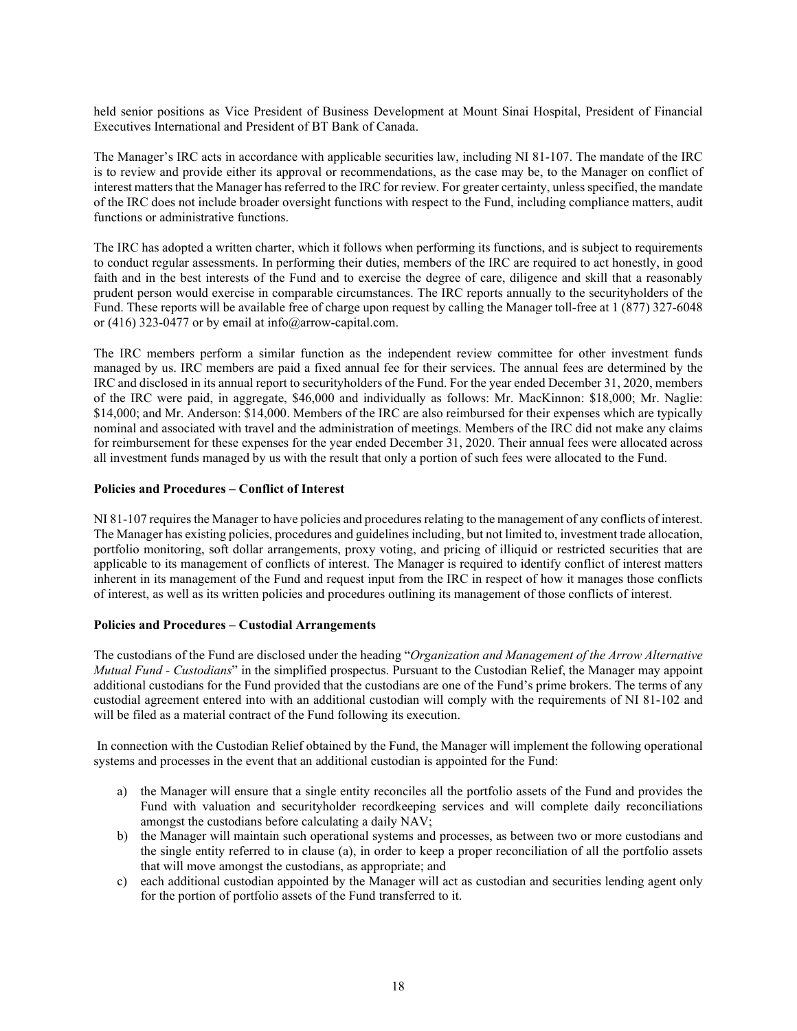held senior positions as Vice President of Business Development at Mount Sinai Hospital, President of Financial Executives International and President of BT Bank of Canada.

The Manager's IRC acts in accordance with applicable securities law, including NI 81-107. The mandate of the IRC is to review and provide either its approval or recommendations, as the case may be, to the Manager on conflict of interest matters that the Manager has referred to the IRC for review. For greater certainty, unless specified, the mandate of the IRC does not include broader oversight functions with respect to the Fund, including compliance matters, audit functions or administrative functions.

The IRC has adopted a written charter, which it follows when performing its functions, and is subject to requirements to conduct regular assessments. In performing their duties, members of the IRC are required to act honestly, in good faith and in the best interests of the Fund and to exercise the degree of care, diligence and skill that a reasonably prudent person would exercise in comparable circumstances. The IRC reports annually to the securityholders of the Fund. These reports will be available free of charge upon request by calling the Manager toll-free at 1 (877) 327-6048 or (416) 323-0477 or by email at info@arrow-capital.com.

The IRC members perform a similar function as the independent review committee for other investment funds managed by us. IRC members are paid a fixed annual fee for their services. The annual fees are determined by the IRC and disclosed in its annual report to securityholders of the Fund. For the year ended December 31, 2020, members of the IRC were paid, in aggregate, $46,000 and individually as follows: Mr. MacKinnon: $18,000; Mr. Naglie: $14,000; and Mr. Anderson: $14,000. Members of the IRC are also reimbursed for their expenses which are typically nominal and associated with travel and the administration of meetings. Members of the IRC did not make any claims for reimbursement for these expenses for the year ended December 31, 2020. Their annual fees were allocated across all investment funds managed by us with the result that only a portion of such fees were allocated to the Fund.

**Policies and Procedures – Conflict of Interest**

NI 81-107 requires the Manager to have policies and procedures relating to the management of any conflicts of interest. The Manager has existing policies, procedures and guidelines including, but not limited to, investment trade allocation, portfolio monitoring, soft dollar arrangements, proxy voting, and pricing of illiquid or restricted securities that are applicable to its management of conflicts of interest. The Manager is required to identify conflict of interest matters inherent in its management of the Fund and request input from the IRC in respect of how it manages those conflicts of interest, as well as its written policies and procedures outlining its management of those conflicts of interest.

**Policies and Procedures – Custodial Arrangements**

The custodians of the Fund are disclosed under the heading "*Organization and Management of the Arrow Alternative Mutual Fund - Custodians*" in the simplified prospectus. Pursuant to the Custodian Relief, the Manager may appoint additional custodians for the Fund provided that the custodians are one of the Fund's prime brokers. The terms of any custodial agreement entered into with an additional custodian will comply with the requirements of NI 81-102 and will be filed as a material contract of the Fund following its execution.

In connection with the Custodian Relief obtained by the Fund, the Manager will implement the following operational systems and processes in the event that an additional custodian is appointed for the Fund:

a) the Manager will ensure that a single entity reconciles all the portfolio assets of the Fund and provides the Fund with valuation and securityholder recordkeeping services and will complete daily reconciliations amongst the custodians before calculating a daily NAV;
b) the Manager will maintain such operational systems and processes, as between two or more custodians and the single entity referred to in clause (a), in order to keep a proper reconciliation of all the portfolio assets that will move amongst the custodians, as appropriate; and
c) each additional custodian appointed by the Manager will act as custodian and securities lending agent only for the portion of portfolio assets of the Fund transferred to it.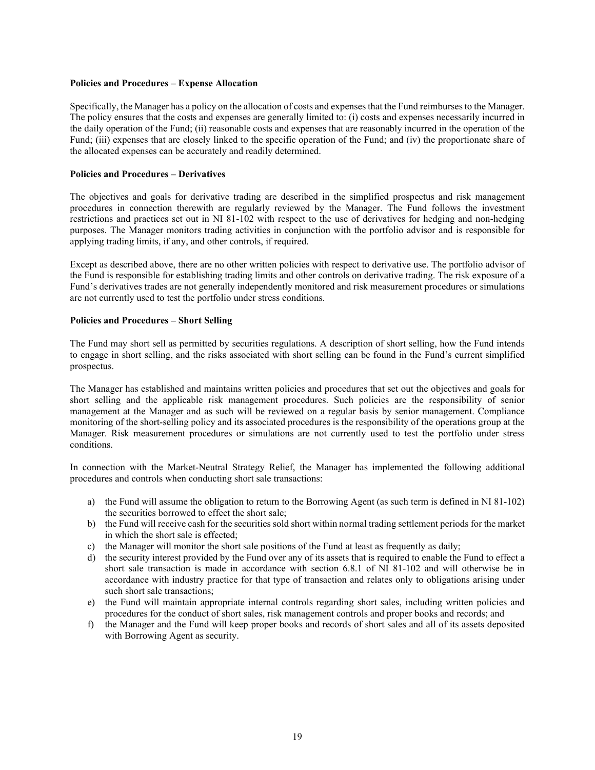**Policies and Procedures – Expense Allocation**

Specifically, the Manager has a policy on the allocation of costs and expenses that the Fund reimburses to the Manager. The policy ensures that the costs and expenses are generally limited to: (i) costs and expenses necessarily incurred in the daily operation of the Fund; (ii) reasonable costs and expenses that are reasonably incurred in the operation of the Fund; (iii) expenses that are closely linked to the specific operation of the Fund; and (iv) the proportionate share of the allocated expenses can be accurately and readily determined.

**Policies and Procedures – Derivatives**

The objectives and goals for derivative trading are described in the simplified prospectus and risk management procedures in connection therewith are regularly reviewed by the Manager. The Fund follows the investment restrictions and practices set out in NI 81-102 with respect to the use of derivatives for hedging and non-hedging purposes. The Manager monitors trading activities in conjunction with the portfolio advisor and is responsible for applying trading limits, if any, and other controls, if required.

Except as described above, there are no other written policies with respect to derivative use. The portfolio advisor of the Fund is responsible for establishing trading limits and other controls on derivative trading. The risk exposure of a Fund's derivatives trades are not generally independently monitored and risk measurement procedures or simulations are not currently used to test the portfolio under stress conditions.

**Policies and Procedures – Short Selling**

The Fund may short sell as permitted by securities regulations. A description of short selling, how the Fund intends to engage in short selling, and the risks associated with short selling can be found in the Fund's current simplified prospectus.

The Manager has established and maintains written policies and procedures that set out the objectives and goals for short selling and the applicable risk management procedures. Such policies are the responsibility of senior management at the Manager and as such will be reviewed on a regular basis by senior management. Compliance monitoring of the short-selling policy and its associated procedures is the responsibility of the operations group at the Manager. Risk measurement procedures or simulations are not currently used to test the portfolio under stress conditions.

In connection with the Market-Neutral Strategy Relief, the Manager has implemented the following additional procedures and controls when conducting short sale transactions:

a) the Fund will assume the obligation to return to the Borrowing Agent (as such term is defined in NI 81-102) the securities borrowed to effect the short sale;
b) the Fund will receive cash for the securities sold short within normal trading settlement periods for the market in which the short sale is effected;
c) the Manager will monitor the short sale positions of the Fund at least as frequently as daily;
d) the security interest provided by the Fund over any of its assets that is required to enable the Fund to effect a short sale transaction is made in accordance with section 6.8.1 of NI 81-102 and will otherwise be in accordance with industry practice for that type of transaction and relates only to obligations arising under such short sale transactions;
e) the Fund will maintain appropriate internal controls regarding short sales, including written policies and procedures for the conduct of short sales, risk management controls and proper books and records; and
f) the Manager and the Fund will keep proper books and records of short sales and all of its assets deposited with Borrowing Agent as security.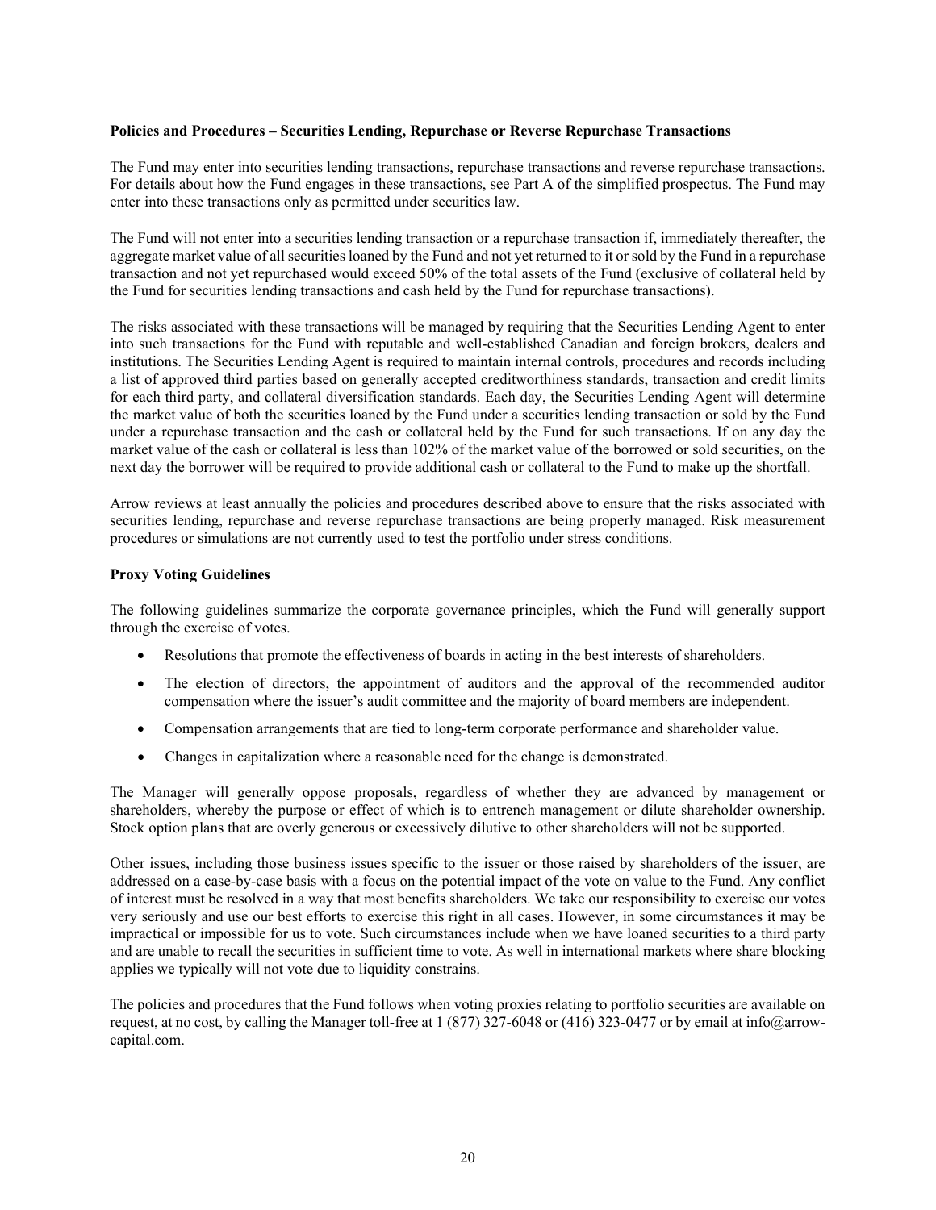**Policies and Procedures – Securities Lending, Repurchase or Reverse Repurchase Transactions**

The Fund may enter into securities lending transactions, repurchase transactions and reverse repurchase transactions. For details about how the Fund engages in these transactions, see Part A of the simplified prospectus. The Fund may enter into these transactions only as permitted under securities law.

The Fund will not enter into a securities lending transaction or a repurchase transaction if, immediately thereafter, the aggregate market value of all securities loaned by the Fund and not yet returned to it or sold by the Fund in a repurchase transaction and not yet repurchased would exceed 50% of the total assets of the Fund (exclusive of collateral held by the Fund for securities lending transactions and cash held by the Fund for repurchase transactions).

The risks associated with these transactions will be managed by requiring that the Securities Lending Agent to enter into such transactions for the Fund with reputable and well-established Canadian and foreign brokers, dealers and institutions. The Securities Lending Agent is required to maintain internal controls, procedures and records including a list of approved third parties based on generally accepted creditworthiness standards, transaction and credit limits for each third party, and collateral diversification standards. Each day, the Securities Lending Agent will determine the market value of both the securities loaned by the Fund under a securities lending transaction or sold by the Fund under a repurchase transaction and the cash or collateral held by the Fund for such transactions. If on any day the market value of the cash or collateral is less than 102% of the market value of the borrowed or sold securities, on the next day the borrower will be required to provide additional cash or collateral to the Fund to make up the shortfall.

Arrow reviews at least annually the policies and procedures described above to ensure that the risks associated with securities lending, repurchase and reverse repurchase transactions are being properly managed. Risk measurement procedures or simulations are not currently used to test the portfolio under stress conditions.

**Proxy Voting Guidelines**

The following guidelines summarize the corporate governance principles, which the Fund will generally support through the exercise of votes.

- Resolutions that promote the effectiveness of boards in acting in the best interests of shareholders.
- The election of directors, the appointment of auditors and the approval of the recommended auditor compensation where the issuer's audit committee and the majority of board members are independent.
- Compensation arrangements that are tied to long-term corporate performance and shareholder value.
- Changes in capitalization where a reasonable need for the change is demonstrated.

The Manager will generally oppose proposals, regardless of whether they are advanced by management or shareholders, whereby the purpose or effect of which is to entrench management or dilute shareholder ownership. Stock option plans that are overly generous or excessively dilutive to other shareholders will not be supported.

Other issues, including those business issues specific to the issuer or those raised by shareholders of the issuer, are addressed on a case-by-case basis with a focus on the potential impact of the vote on value to the Fund. Any conflict of interest must be resolved in a way that most benefits shareholders. We take our responsibility to exercise our votes very seriously and use our best efforts to exercise this right in all cases. However, in some circumstances it may be impractical or impossible for us to vote. Such circumstances include when we have loaned securities to a third party and are unable to recall the securities in sufficient time to vote. As well in international markets where share blocking applies we typically will not vote due to liquidity constrains.

The policies and procedures that the Fund follows when voting proxies relating to portfolio securities are available on request, at no cost, by calling the Manager toll-free at 1 (877) 327-6048 or (416) 323-0477 or by email at info@arrow-capital.com.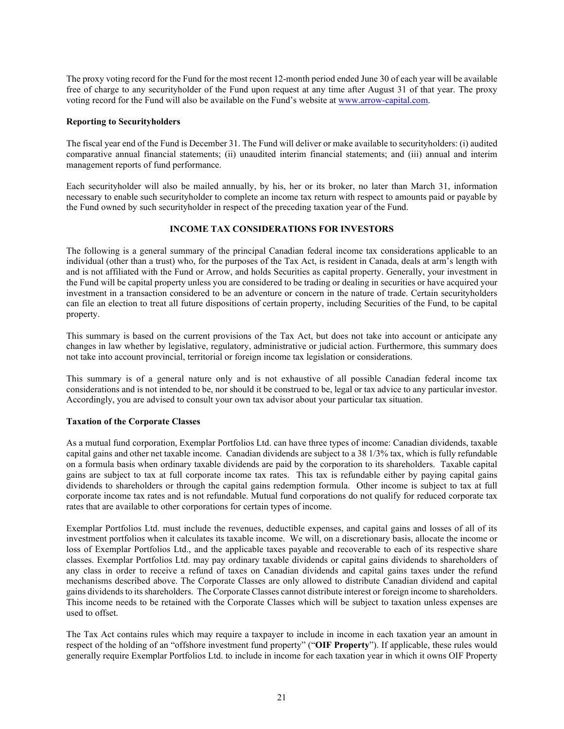The proxy voting record for the Fund for the most recent 12-month period ended June 30 of each year will be available free of charge to any securityholder of the Fund upon request at any time after August 31 of that year. The proxy voting record for the Fund will also be available on the Fund's website at www.arrow-capital.com.

**Reporting to Securityholders**

The fiscal year end of the Fund is December 31. The Fund will deliver or make available to securityholders: (i) audited comparative annual financial statements; (ii) unaudited interim financial statements; and (iii) annual and interim management reports of fund performance.

Each securityholder will also be mailed annually, by his, her or its broker, no later than March 31, information necessary to enable such securityholder to complete an income tax return with respect to amounts paid or payable by the Fund owned by such securityholder in respect of the preceding taxation year of the Fund.

## INCOME TAX CONSIDERATIONS FOR INVESTORS

The following is a general summary of the principal Canadian federal income tax considerations applicable to an individual (other than a trust) who, for the purposes of the Tax Act, is resident in Canada, deals at arm's length with and is not affiliated with the Fund or Arrow, and holds Securities as capital property. Generally, your investment in the Fund will be capital property unless you are considered to be trading or dealing in securities or have acquired your investment in a transaction considered to be an adventure or concern in the nature of trade. Certain securityholders can file an election to treat all future dispositions of certain property, including Securities of the Fund, to be capital property.

This summary is based on the current provisions of the Tax Act, but does not take into account or anticipate any changes in law whether by legislative, regulatory, administrative or judicial action. Furthermore, this summary does not take into account provincial, territorial or foreign income tax legislation or considerations.

This summary is of a general nature only and is not exhaustive of all possible Canadian federal income tax considerations and is not intended to be, nor should it be construed to be, legal or tax advice to any particular investor. Accordingly, you are advised to consult your own tax advisor about your particular tax situation.

**Taxation of the Corporate Classes**

As a mutual fund corporation, Exemplar Portfolios Ltd. can have three types of income: Canadian dividends, taxable capital gains and other net taxable income. Canadian dividends are subject to a 38 1/3% tax, which is fully refundable on a formula basis when ordinary taxable dividends are paid by the corporation to its shareholders. Taxable capital gains are subject to tax at full corporate income tax rates. This tax is refundable either by paying capital gains dividends to shareholders or through the capital gains redemption formula. Other income is subject to tax at full corporate income tax rates and is not refundable. Mutual fund corporations do not qualify for reduced corporate tax rates that are available to other corporations for certain types of income.

Exemplar Portfolios Ltd. must include the revenues, deductible expenses, and capital gains and losses of all of its investment portfolios when it calculates its taxable income. We will, on a discretionary basis, allocate the income or loss of Exemplar Portfolios Ltd., and the applicable taxes payable and recoverable to each of its respective share classes. Exemplar Portfolios Ltd. may pay ordinary taxable dividends or capital gains dividends to shareholders of any class in order to receive a refund of taxes on Canadian dividends and capital gains taxes under the refund mechanisms described above. The Corporate Classes are only allowed to distribute Canadian dividend and capital gains dividends to its shareholders. The Corporate Classes cannot distribute interest or foreign income to shareholders. This income needs to be retained with the Corporate Classes which will be subject to taxation unless expenses are used to offset.

The Tax Act contains rules which may require a taxpayer to include in income in each taxation year an amount in respect of the holding of an "offshore investment fund property" ("**OIF Property**"). If applicable, these rules would generally require Exemplar Portfolios Ltd. to include in income for each taxation year in which it owns OIF Property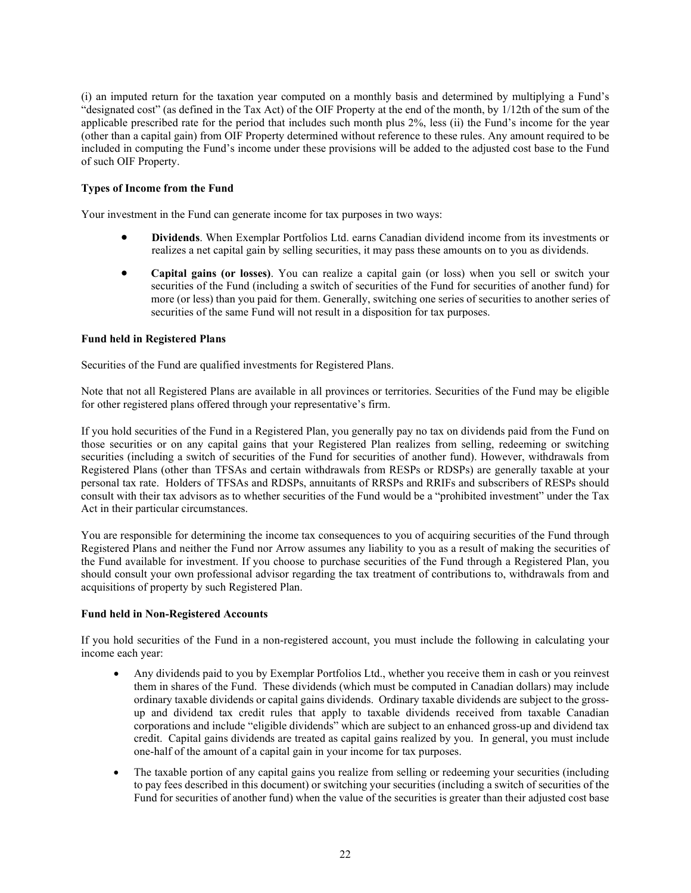(i) an imputed return for the taxation year computed on a monthly basis and determined by multiplying a Fund's "designated cost" (as defined in the Tax Act) of the OIF Property at the end of the month, by 1/12th of the sum of the applicable prescribed rate for the period that includes such month plus 2%, less (ii) the Fund's income for the year (other than a capital gain) from OIF Property determined without reference to these rules. Any amount required to be included in computing the Fund's income under these provisions will be added to the adjusted cost base to the Fund of such OIF Property.

### Types of Income from the Fund

Your investment in the Fund can generate income for tax purposes in two ways:

- **Dividends**. When Exemplar Portfolios Ltd. earns Canadian dividend income from its investments or realizes a net capital gain by selling securities, it may pass these amounts on to you as dividends.
- **Capital gains (or losses)**. You can realize a capital gain (or loss) when you sell or switch your securities of the Fund (including a switch of securities of the Fund for securities of another fund) for more (or less) than you paid for them. Generally, switching one series of securities to another series of securities of the same Fund will not result in a disposition for tax purposes.

### Fund held in Registered Plans

Securities of the Fund are qualified investments for Registered Plans.

Note that not all Registered Plans are available in all provinces or territories. Securities of the Fund may be eligible for other registered plans offered through your representative's firm.

If you hold securities of the Fund in a Registered Plan, you generally pay no tax on dividends paid from the Fund on those securities or on any capital gains that your Registered Plan realizes from selling, redeeming or switching securities (including a switch of securities of the Fund for securities of another fund). However, withdrawals from Registered Plans (other than TFSAs and certain withdrawals from RESPs or RDSPs) are generally taxable at your personal tax rate. Holders of TFSAs and RDSPs, annuitants of RRSPs and RRIFs and subscribers of RESPs should consult with their tax advisors as to whether securities of the Fund would be a "prohibited investment" under the Tax Act in their particular circumstances.

You are responsible for determining the income tax consequences to you of acquiring securities of the Fund through Registered Plans and neither the Fund nor Arrow assumes any liability to you as a result of making the securities of the Fund available for investment. If you choose to purchase securities of the Fund through a Registered Plan, you should consult your own professional advisor regarding the tax treatment of contributions to, withdrawals from and acquisitions of property by such Registered Plan.

### Fund held in Non-Registered Accounts

If you hold securities of the Fund in a non-registered account, you must include the following in calculating your income each year:

- Any dividends paid to you by Exemplar Portfolios Ltd., whether you receive them in cash or you reinvest them in shares of the Fund. These dividends (which must be computed in Canadian dollars) may include ordinary taxable dividends or capital gains dividends. Ordinary taxable dividends are subject to the gross-up and dividend tax credit rules that apply to taxable dividends received from taxable Canadian corporations and include "eligible dividends" which are subject to an enhanced gross-up and dividend tax credit. Capital gains dividends are treated as capital gains realized by you. In general, you must include one-half of the amount of a capital gain in your income for tax purposes.
- The taxable portion of any capital gains you realize from selling or redeeming your securities (including to pay fees described in this document) or switching your securities (including a switch of securities of the Fund for securities of another fund) when the value of the securities is greater than their adjusted cost base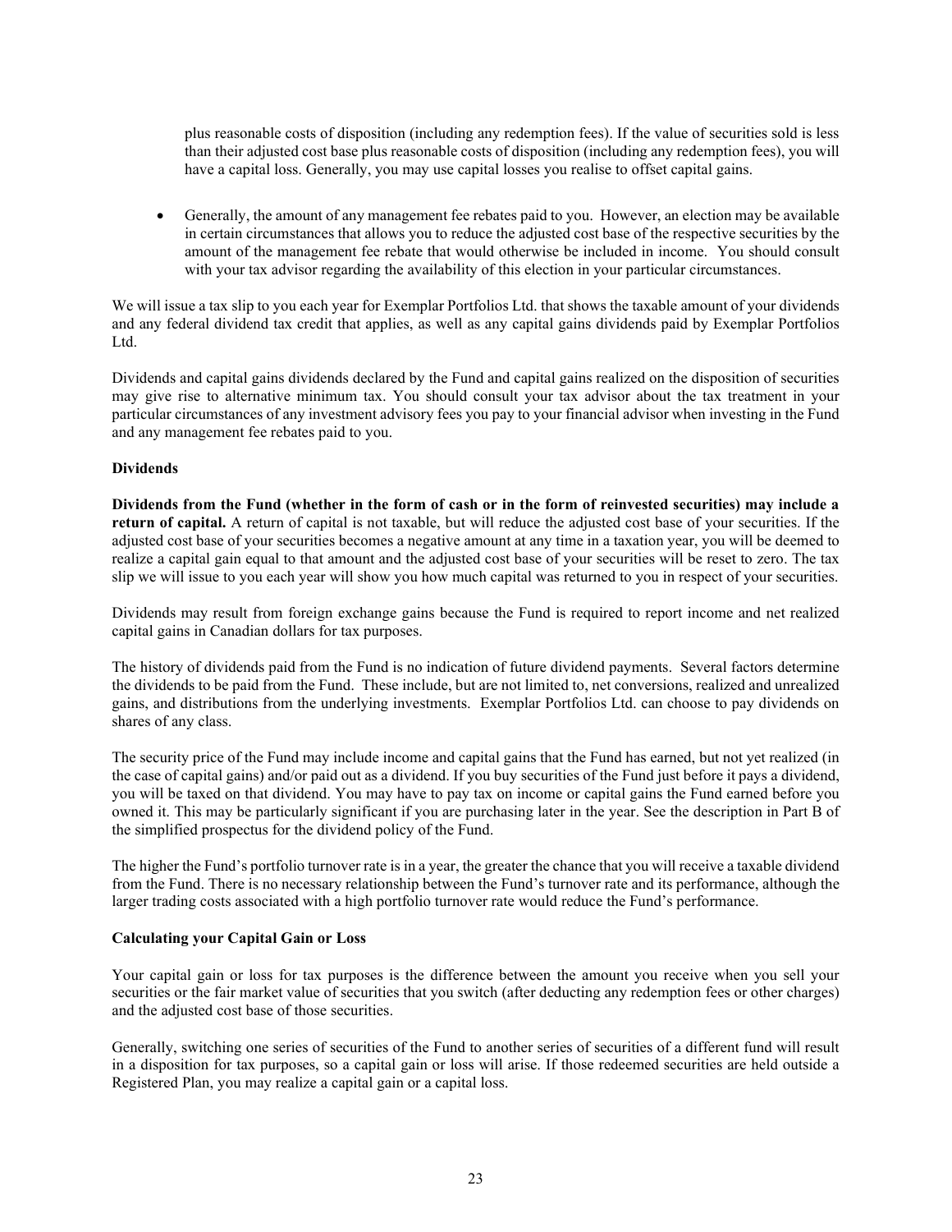plus reasonable costs of disposition (including any redemption fees). If the value of securities sold is less than their adjusted cost base plus reasonable costs of disposition (including any redemption fees), you will have a capital loss. Generally, you may use capital losses you realise to offset capital gains.

- Generally, the amount of any management fee rebates paid to you. However, an election may be available in certain circumstances that allows you to reduce the adjusted cost base of the respective securities by the amount of the management fee rebate that would otherwise be included in income. You should consult with your tax advisor regarding the availability of this election in your particular circumstances.

We will issue a tax slip to you each year for Exemplar Portfolios Ltd. that shows the taxable amount of your dividends and any federal dividend tax credit that applies, as well as any capital gains dividends paid by Exemplar Portfolios Ltd.

Dividends and capital gains dividends declared by the Fund and capital gains realized on the disposition of securities may give rise to alternative minimum tax. You should consult your tax advisor about the tax treatment in your particular circumstances of any investment advisory fees you pay to your financial advisor when investing in the Fund and any management fee rebates paid to you.

**Dividends**

**Dividends from the Fund (whether in the form of cash or in the form of reinvested securities) may include a return of capital.** A return of capital is not taxable, but will reduce the adjusted cost base of your securities. If the adjusted cost base of your securities becomes a negative amount at any time in a taxation year, you will be deemed to realize a capital gain equal to that amount and the adjusted cost base of your securities will be reset to zero. The tax slip we will issue to you each year will show you how much capital was returned to you in respect of your securities.

Dividends may result from foreign exchange gains because the Fund is required to report income and net realized capital gains in Canadian dollars for tax purposes.

The history of dividends paid from the Fund is no indication of future dividend payments. Several factors determine the dividends to be paid from the Fund. These include, but are not limited to, net conversions, realized and unrealized gains, and distributions from the underlying investments. Exemplar Portfolios Ltd. can choose to pay dividends on shares of any class.

The security price of the Fund may include income and capital gains that the Fund has earned, but not yet realized (in the case of capital gains) and/or paid out as a dividend. If you buy securities of the Fund just before it pays a dividend, you will be taxed on that dividend. You may have to pay tax on income or capital gains the Fund earned before you owned it. This may be particularly significant if you are purchasing later in the year. See the description in Part B of the simplified prospectus for the dividend policy of the Fund.

The higher the Fund's portfolio turnover rate is in a year, the greater the chance that you will receive a taxable dividend from the Fund. There is no necessary relationship between the Fund's turnover rate and its performance, although the larger trading costs associated with a high portfolio turnover rate would reduce the Fund's performance.

**Calculating your Capital Gain or Loss**

Your capital gain or loss for tax purposes is the difference between the amount you receive when you sell your securities or the fair market value of securities that you switch (after deducting any redemption fees or other charges) and the adjusted cost base of those securities.

Generally, switching one series of securities of the Fund to another series of securities of a different fund will result in a disposition for tax purposes, so a capital gain or loss will arise. If those redeemed securities are held outside a Registered Plan, you may realize a capital gain or a capital loss.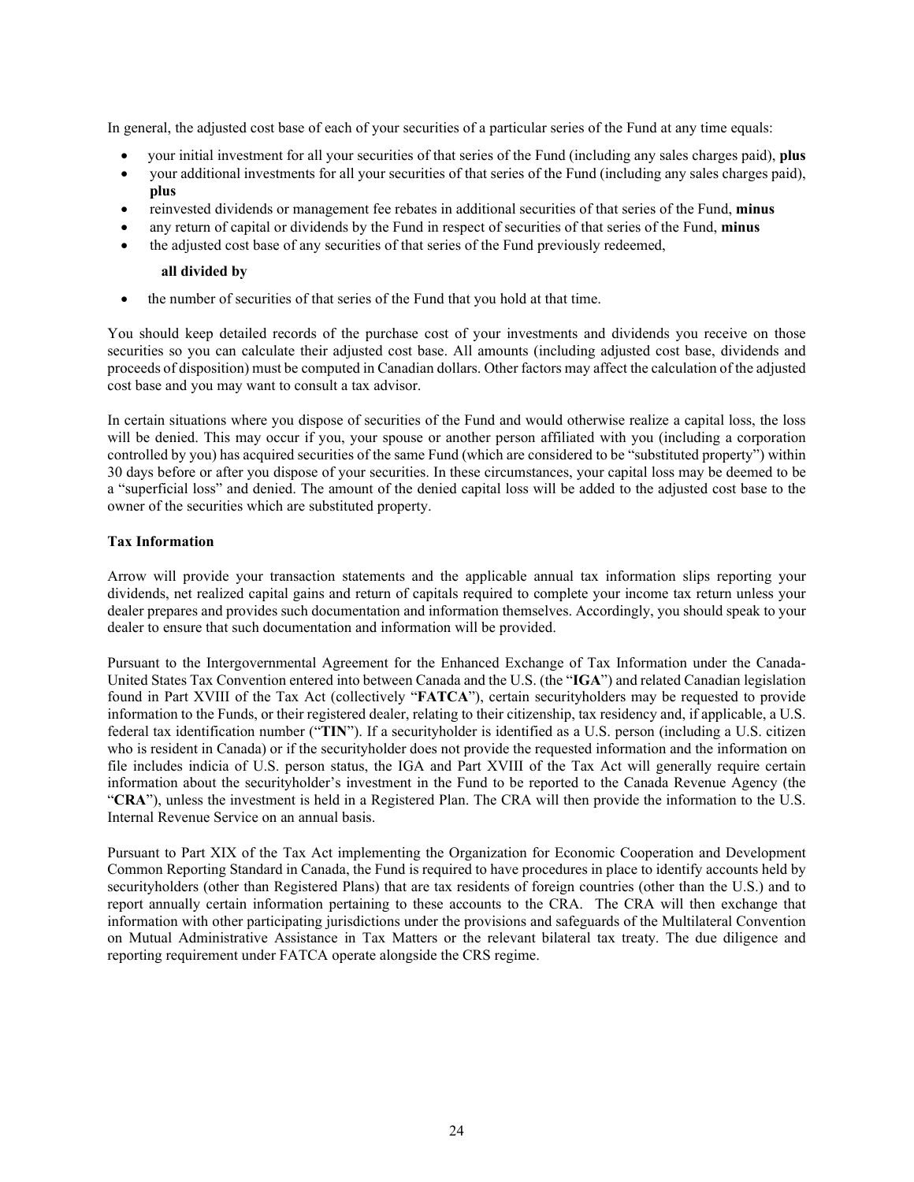In general, the adjusted cost base of each of your securities of a particular series of the Fund at any time equals:

- your initial investment for all your securities of that series of the Fund (including any sales charges paid), **plus**
- your additional investments for all your securities of that series of the Fund (including any sales charges paid), **plus**
- reinvested dividends or management fee rebates in additional securities of that series of the Fund, **minus**
- any return of capital or dividends by the Fund in respect of securities of that series of the Fund, **minus**
- the adjusted cost base of any securities of that series of the Fund previously redeemed,

  **all divided by**

- the number of securities of that series of the Fund that you hold at that time.

You should keep detailed records of the purchase cost of your investments and dividends you receive on those securities so you can calculate their adjusted cost base. All amounts (including adjusted cost base, dividends and proceeds of disposition) must be computed in Canadian dollars. Other factors may affect the calculation of the adjusted cost base and you may want to consult a tax advisor.

In certain situations where you dispose of securities of the Fund and would otherwise realize a capital loss, the loss will be denied. This may occur if you, your spouse or another person affiliated with you (including a corporation controlled by you) has acquired securities of the same Fund (which are considered to be "substituted property") within 30 days before or after you dispose of your securities. In these circumstances, your capital loss may be deemed to be a "superficial loss" and denied. The amount of the denied capital loss will be added to the adjusted cost base to the owner of the securities which are substituted property.

**Tax Information**

Arrow will provide your transaction statements and the applicable annual tax information slips reporting your dividends, net realized capital gains and return of capitals required to complete your income tax return unless your dealer prepares and provides such documentation and information themselves. Accordingly, you should speak to your dealer to ensure that such documentation and information will be provided.

Pursuant to the Intergovernmental Agreement for the Enhanced Exchange of Tax Information under the Canada-United States Tax Convention entered into between Canada and the U.S. (the "**IGA**") and related Canadian legislation found in Part XVIII of the Tax Act (collectively "**FATCA**"), certain securityholders may be requested to provide information to the Funds, or their registered dealer, relating to their citizenship, tax residency and, if applicable, a U.S. federal tax identification number ("**TIN**"). If a securityholder is identified as a U.S. person (including a U.S. citizen who is resident in Canada) or if the securityholder does not provide the requested information and the information on file includes indicia of U.S. person status, the IGA and Part XVIII of the Tax Act will generally require certain information about the securityholder's investment in the Fund to be reported to the Canada Revenue Agency (the "**CRA**"), unless the investment is held in a Registered Plan. The CRA will then provide the information to the U.S. Internal Revenue Service on an annual basis.

Pursuant to Part XIX of the Tax Act implementing the Organization for Economic Cooperation and Development Common Reporting Standard in Canada, the Fund is required to have procedures in place to identify accounts held by securityholders (other than Registered Plans) that are tax residents of foreign countries (other than the U.S.) and to report annually certain information pertaining to these accounts to the CRA. The CRA will then exchange that information with other participating jurisdictions under the provisions and safeguards of the Multilateral Convention on Mutual Administrative Assistance in Tax Matters or the relevant bilateral tax treaty. The due diligence and reporting requirement under FATCA operate alongside the CRS regime.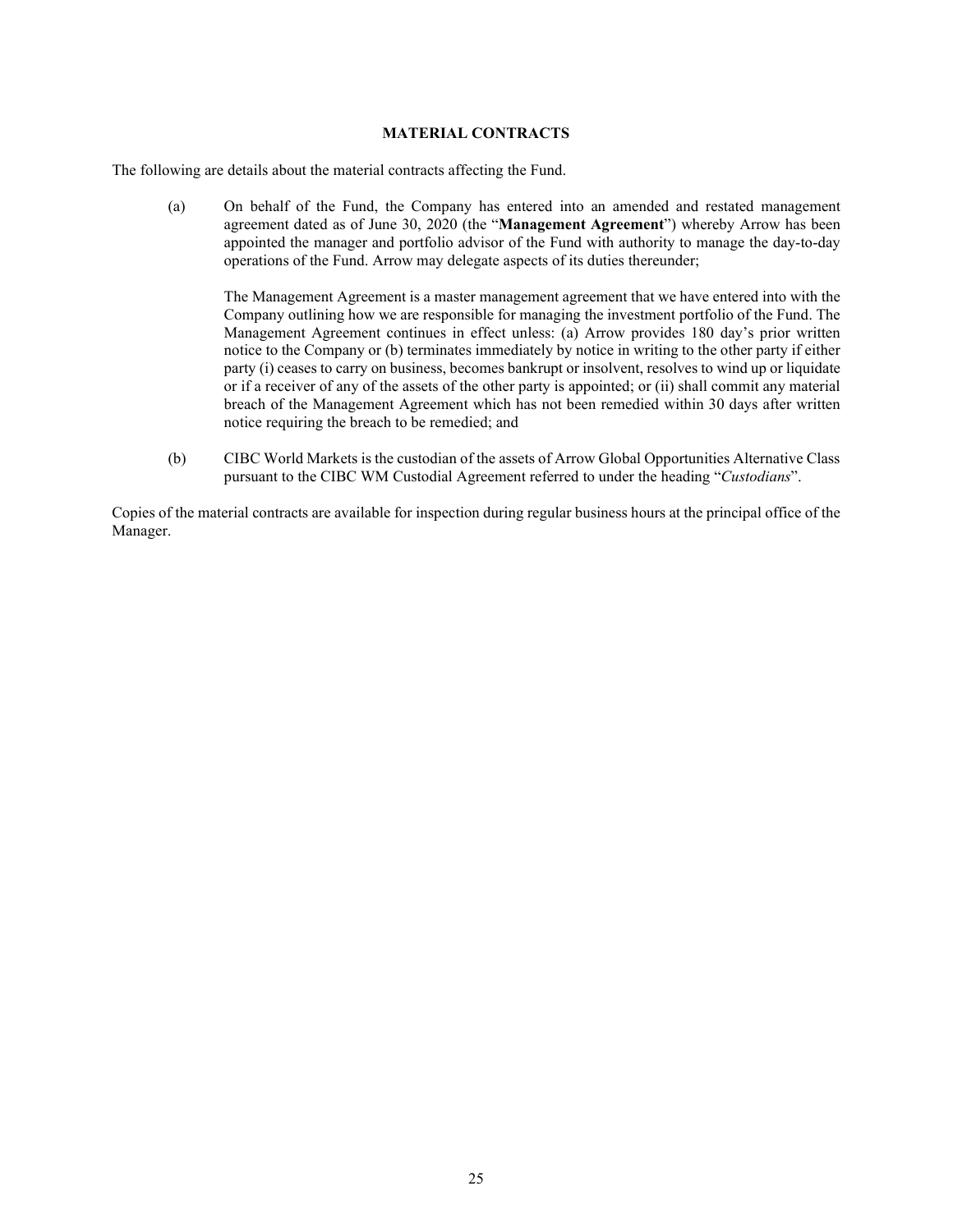## MATERIAL CONTRACTS

The following are details about the material contracts affecting the Fund.

(a) On behalf of the Fund, the Company has entered into an amended and restated management agreement dated as of June 30, 2020 (the "**Management Agreement**") whereby Arrow has been appointed the manager and portfolio advisor of the Fund with authority to manage the day-to-day operations of the Fund. Arrow may delegate aspects of its duties thereunder;

    The Management Agreement is a master management agreement that we have entered into with the Company outlining how we are responsible for managing the investment portfolio of the Fund. The Management Agreement continues in effect unless: (a) Arrow provides 180 day's prior written notice to the Company or (b) terminates immediately by notice in writing to the other party if either party (i) ceases to carry on business, becomes bankrupt or insolvent, resolves to wind up or liquidate or if a receiver of any of the assets of the other party is appointed; or (ii) shall commit any material breach of the Management Agreement which has not been remedied within 30 days after written notice requiring the breach to be remedied; and

(b) CIBC World Markets is the custodian of the assets of Arrow Global Opportunities Alternative Class pursuant to the CIBC WM Custodial Agreement referred to under the heading "*Custodians*".

Copies of the material contracts are available for inspection during regular business hours at the principal office of the Manager.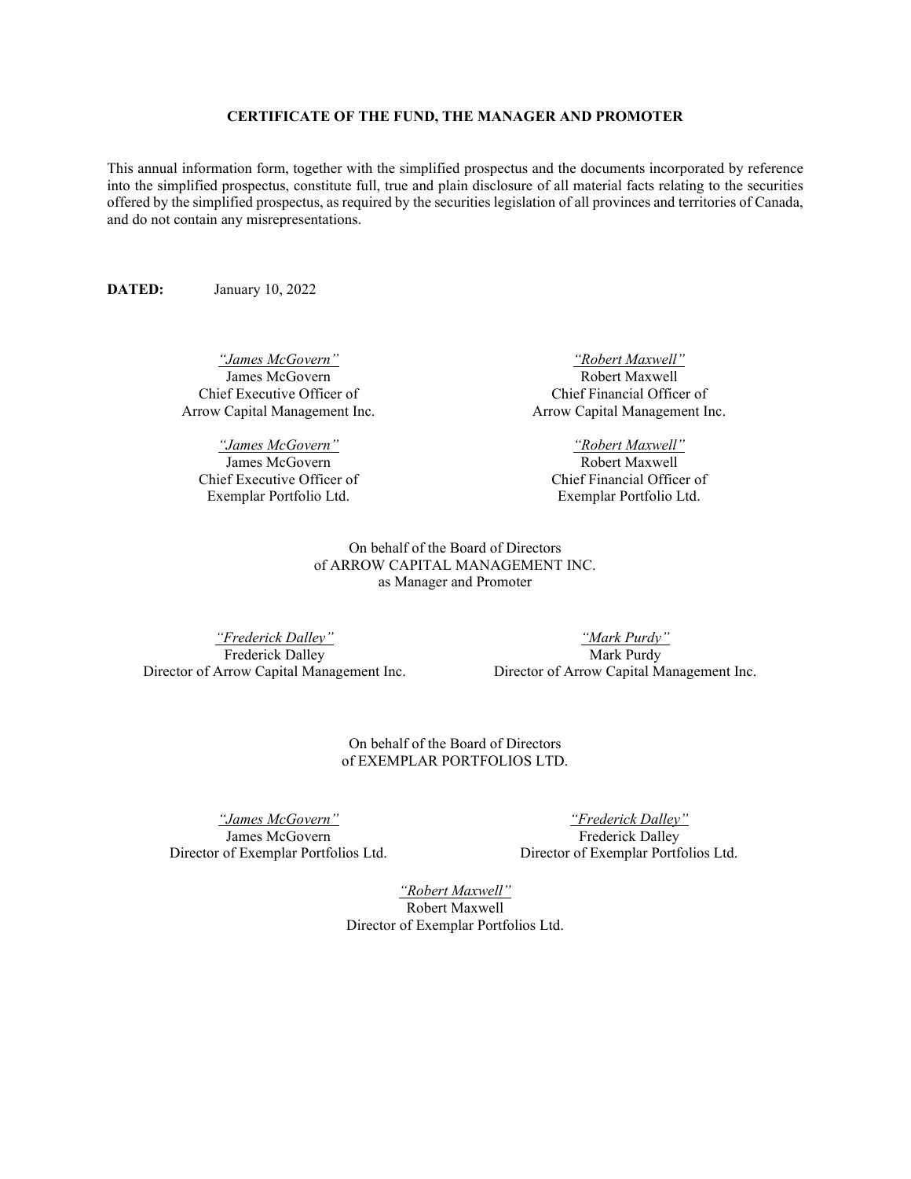## CERTIFICATE OF THE FUND, THE MANAGER AND PROMOTER

This annual information form, together with the simplified prospectus and the documents incorporated by reference into the simplified prospectus, constitute full, true and plain disclosure of all material facts relating to the securities offered by the simplified prospectus, as required by the securities legislation of all provinces and territories of Canada, and do not contain any misrepresentations.

**DATED:** January 10, 2022

*"James McGovern"*
James McGovern
Chief Executive Officer of
Arrow Capital Management Inc.

*"Robert Maxwell"*
Robert Maxwell
Chief Financial Officer of
Arrow Capital Management Inc.

*"James McGovern"*
James McGovern
Chief Executive Officer of
Exemplar Portfolio Ltd.

*"Robert Maxwell"*
Robert Maxwell
Chief Financial Officer of
Exemplar Portfolio Ltd.

On behalf of the Board of Directors
of ARROW CAPITAL MANAGEMENT INC.
as Manager and Promoter

*"Frederick Dalley"*
Frederick Dalley
Director of Arrow Capital Management Inc.

*"Mark Purdy"*
Mark Purdy
Director of Arrow Capital Management Inc.

On behalf of the Board of Directors
of EXEMPLAR PORTFOLIOS LTD.

*"James McGovern"*
James McGovern
Director of Exemplar Portfolios Ltd.

*"Frederick Dalley"*
Frederick Dalley
Director of Exemplar Portfolios Ltd.

*"Robert Maxwell"*
Robert Maxwell
Director of Exemplar Portfolios Ltd.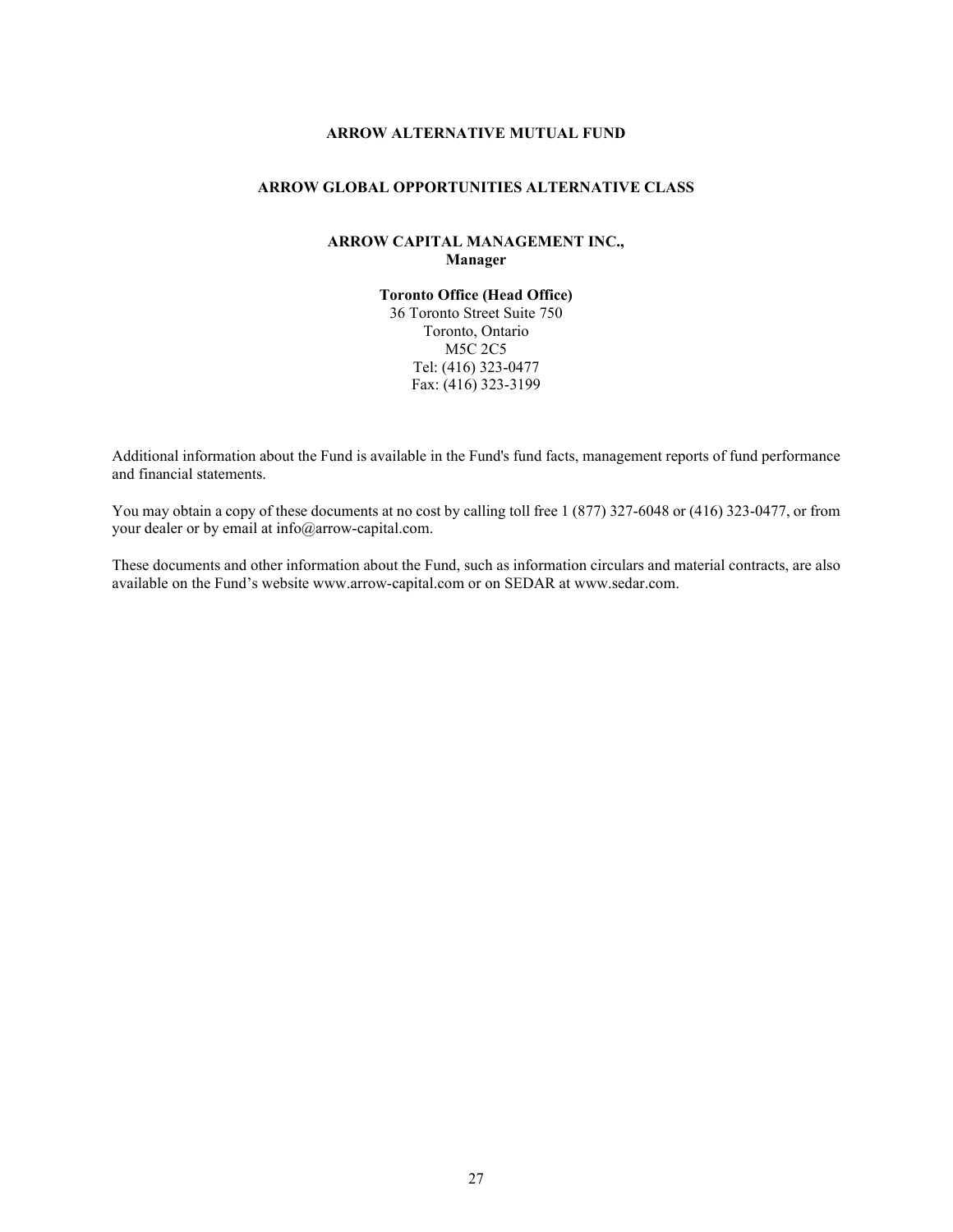**ARROW ALTERNATIVE MUTUAL FUND**

**ARROW GLOBAL OPPORTUNITIES ALTERNATIVE CLASS**

**ARROW CAPITAL MANAGEMENT INC.,**
**Manager**

**Toronto Office (Head Office)**
36 Toronto Street Suite 750
Toronto, Ontario
M5C 2C5
Tel: (416) 323-0477
Fax: (416) 323-3199

Additional information about the Fund is available in the Fund's fund facts, management reports of fund performance and financial statements.

You may obtain a copy of these documents at no cost by calling toll free 1 (877) 327-6048 or (416) 323-0477, or from your dealer or by email at info@arrow-capital.com.

These documents and other information about the Fund, such as information circulars and material contracts, are also available on the Fund's website www.arrow-capital.com or on SEDAR at www.sedar.com.